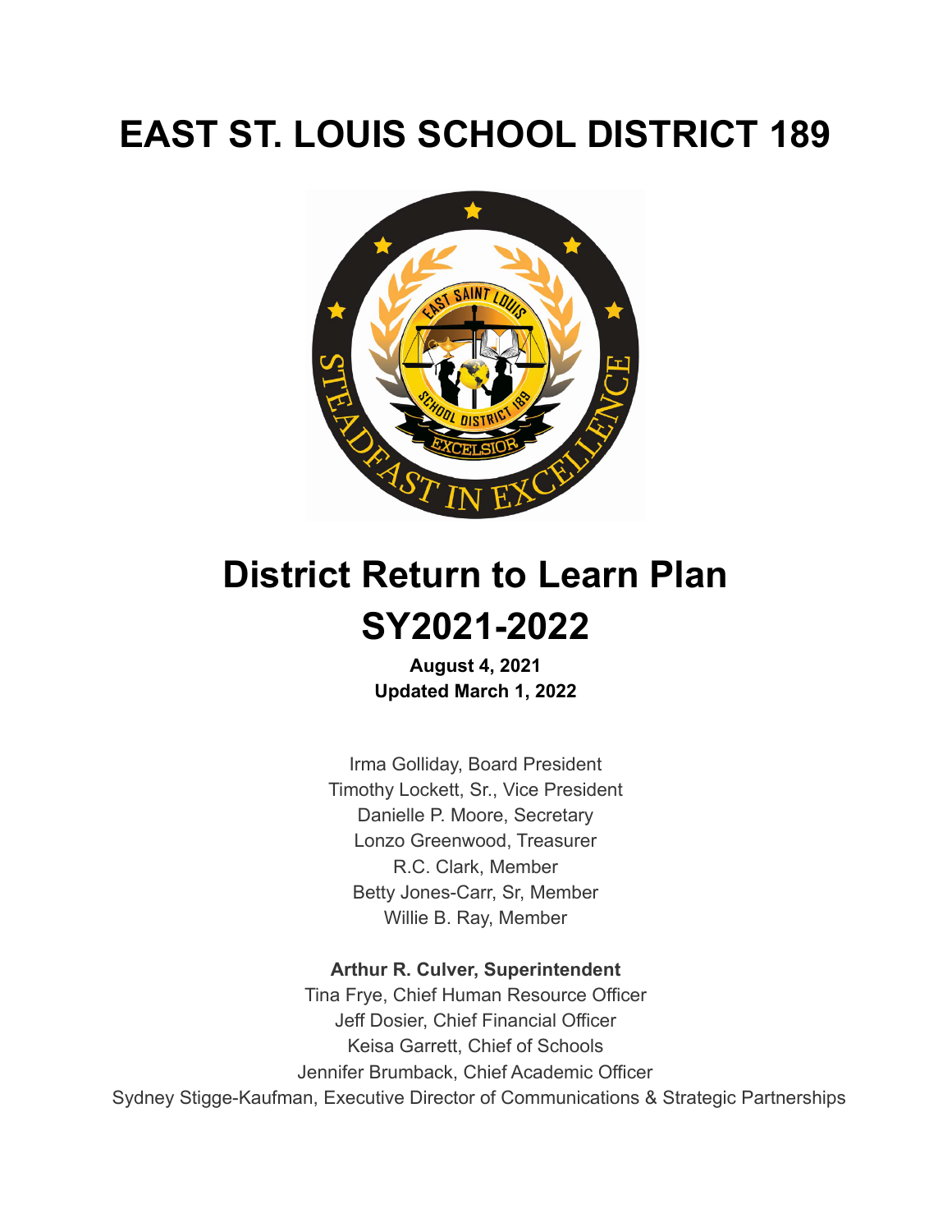# EAST ST. LOUIS SCHOOL DISTRICT 189

# District Return to Learn Plan SY2021-2022

**August 4, 2021**
**Updated March 1, 2022**

Irma Golliday, Board President
Timothy Lockett, Sr., Vice President
Danielle P. Moore, Secretary
Lonzo Greenwood, Treasurer
R.C. Clark, Member
Betty Jones-Carr, Sr, Member
Willie B. Ray, Member

**Arthur R. Culver, Superintendent**
Tina Frye, Chief Human Resource Officer
Jeff Dosier, Chief Financial Officer
Keisa Garrett, Chief of Schools
Jennifer Brumback, Chief Academic Officer
Sydney Stigge-Kaufman, Executive Director of Communications & Strategic Partnerships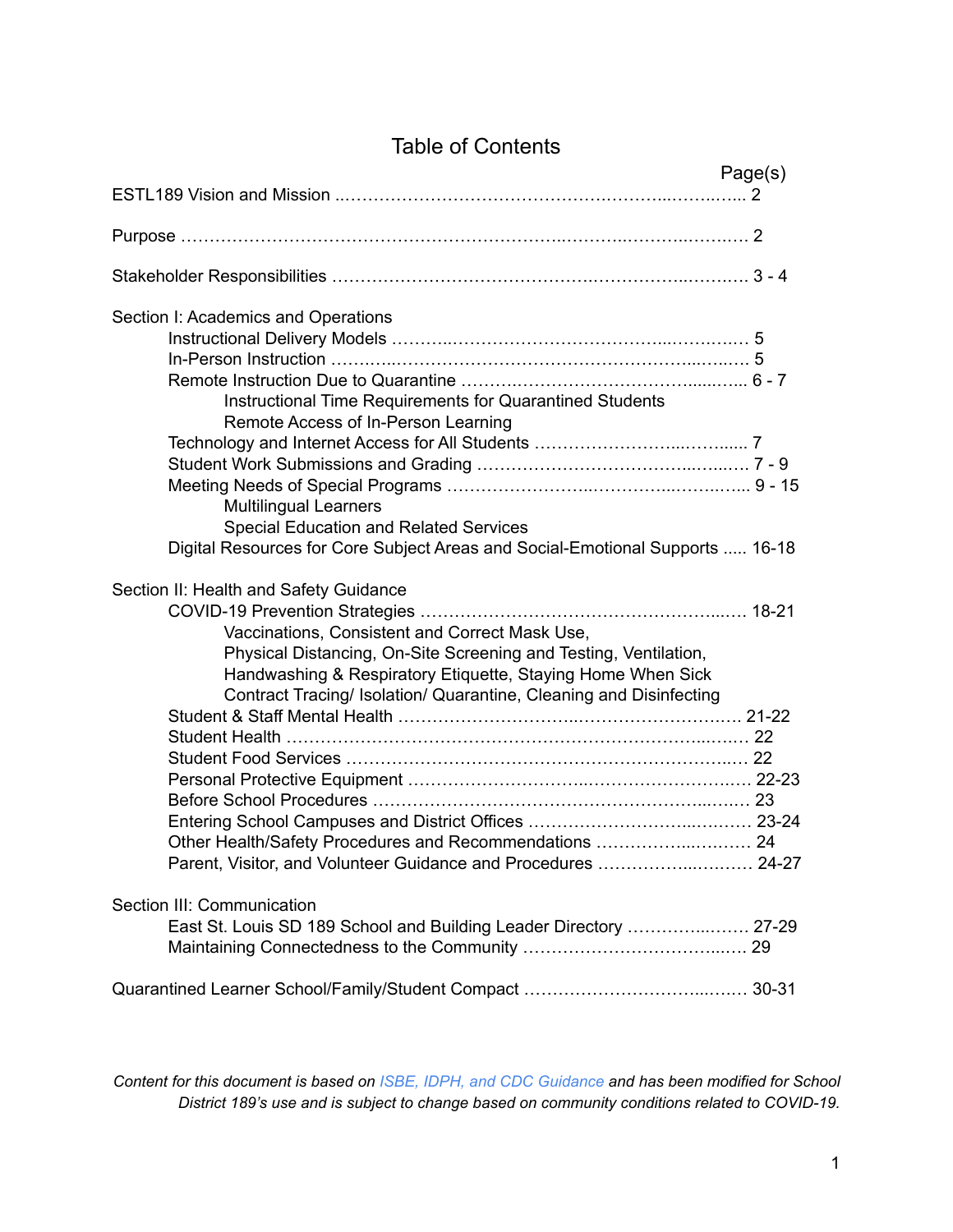# Table of Contents

| | Page(s) |
|---|---|
| ESTL189 Vision and Mission | 2 |
| Purpose | 2 |
| Stakeholder Responsibilities | 3 - 4 |
| **Section I: Academics and Operations** | |
| Instructional Delivery Models | 5 |
| In-Person Instruction | 5 |
| Remote Instruction Due to Quarantine | 6 - 7 |
| Instructional Time Requirements for Quarantined Students | |
| Remote Access of In-Person Learning | |
| Technology and Internet Access for All Students | 7 |
| Student Work Submissions and Grading | 7 - 9 |
| Meeting Needs of Special Programs | 9 - 15 |
| Multilingual Learners | |
| Special Education and Related Services | |
| Digital Resources for Core Subject Areas and Social-Emotional Supports | 16-18 |
| **Section II: Health and Safety Guidance** | |
| COVID-19 Prevention Strategies | 18-21 |
| Vaccinations, Consistent and Correct Mask Use, Physical Distancing, On-Site Screening and Testing, Ventilation, Handwashing & Respiratory Etiquette, Staying Home When Sick Contract Tracing/ Isolation/ Quarantine, Cleaning and Disinfecting | |
| Student & Staff Mental Health | 21-22 |
| Student Health | 22 |
| Student Food Services | 22 |
| Personal Protective Equipment | 22-23 |
| Before School Procedures | 23 |
| Entering School Campuses and District Offices | 23-24 |
| Other Health/Safety Procedures and Recommendations | 24 |
| Parent, Visitor, and Volunteer Guidance and Procedures | 24-27 |
| **Section III: Communication** | |
| East St. Louis SD 189 School and Building Leader Directory | 27-29 |
| Maintaining Connectedness to the Community | 29 |
| Quarantined Learner School/Family/Student Compact | 30-31 |

*Content for this document is based on ISBE, IDPH, and CDC Guidance and has been modified for School District 189's use and is subject to change based on community conditions related to COVID-19.*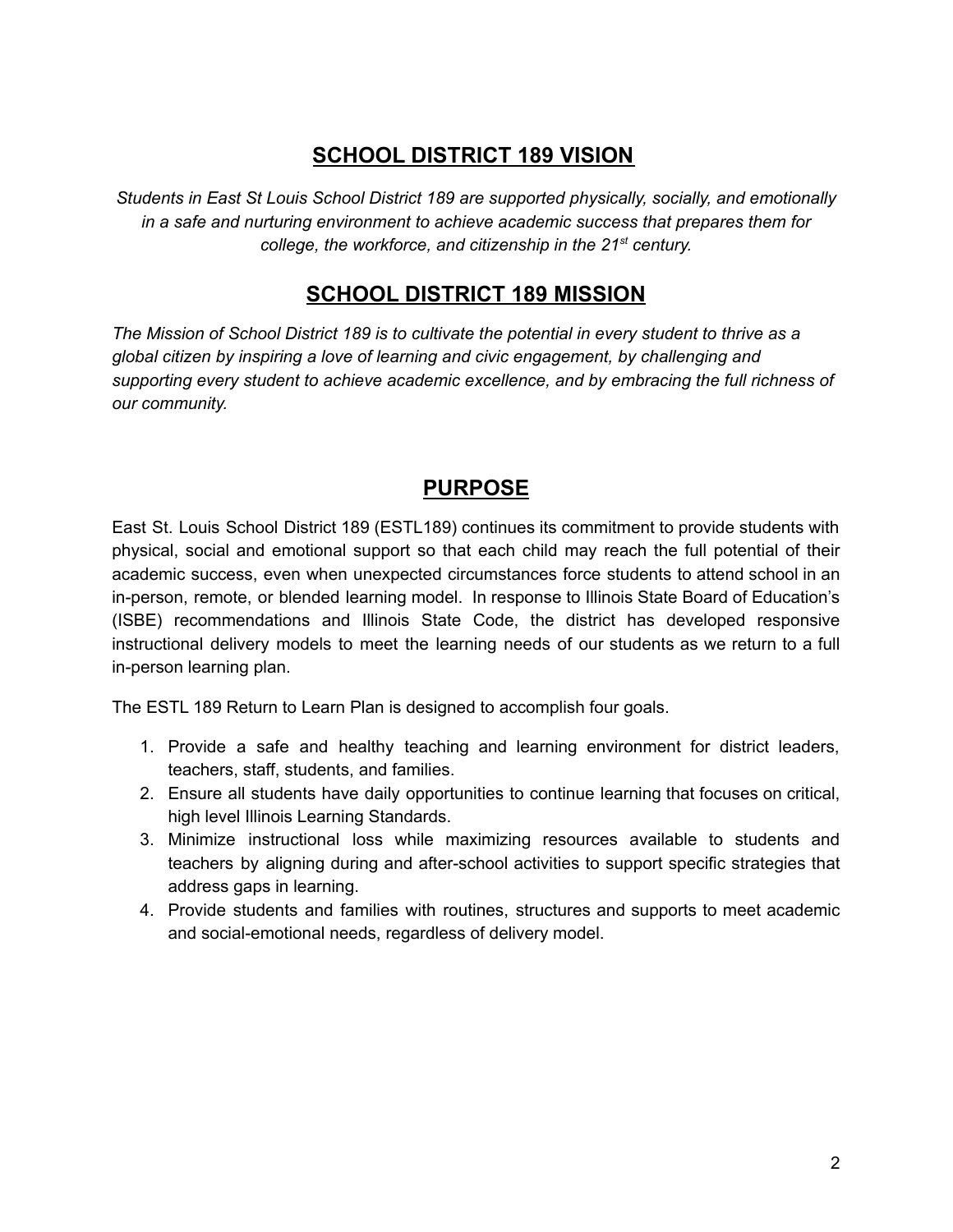## SCHOOL DISTRICT 189 VISION

*Students in East St Louis School District 189 are supported physically, socially, and emotionally in a safe and nurturing environment to achieve academic success that prepares them for college, the workforce, and citizenship in the 21st century.*

## SCHOOL DISTRICT 189 MISSION

*The Mission of School District 189 is to cultivate the potential in every student to thrive as a global citizen by inspiring a love of learning and civic engagement, by challenging and supporting every student to achieve academic excellence, and by embracing the full richness of our community.*

## PURPOSE

East St. Louis School District 189 (ESTL189) continues its commitment to provide students with physical, social and emotional support so that each child may reach the full potential of their academic success, even when unexpected circumstances force students to attend school in an in-person, remote, or blended learning model. In response to Illinois State Board of Education's (ISBE) recommendations and Illinois State Code, the district has developed responsive instructional delivery models to meet the learning needs of our students as we return to a full in-person learning plan.

The ESTL 189 Return to Learn Plan is designed to accomplish four goals.

1. Provide a safe and healthy teaching and learning environment for district leaders, teachers, staff, students, and families.
2. Ensure all students have daily opportunities to continue learning that focuses on critical, high level Illinois Learning Standards.
3. Minimize instructional loss while maximizing resources available to students and teachers by aligning during and after-school activities to support specific strategies that address gaps in learning.
4. Provide students and families with routines, structures and supports to meet academic and social-emotional needs, regardless of delivery model.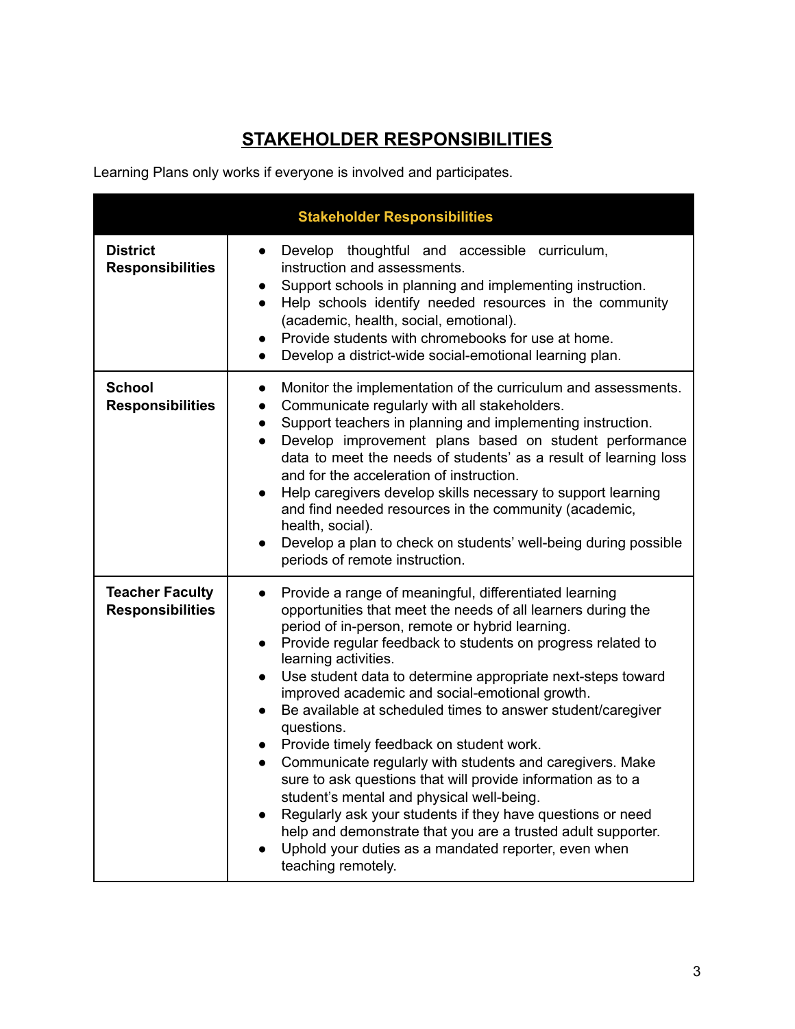## STAKEHOLDER RESPONSIBILITIES

Learning Plans only works if everyone is involved and participates.

| Stakeholder Responsibilities | |
|---|---|
| **District Responsibilities** | • Develop thoughtful and accessible curriculum, instruction and assessments.<br>• Support schools in planning and implementing instruction.<br>• Help schools identify needed resources in the community (academic, health, social, emotional).<br>• Provide students with chromebooks for use at home.<br>• Develop a district-wide social-emotional learning plan. |
| **School Responsibilities** | • Monitor the implementation of the curriculum and assessments.<br>• Communicate regularly with all stakeholders.<br>• Support teachers in planning and implementing instruction.<br>• Develop improvement plans based on student performance data to meet the needs of students' as a result of learning loss and for the acceleration of instruction.<br>• Help caregivers develop skills necessary to support learning and find needed resources in the community (academic, health, social).<br>• Develop a plan to check on students' well-being during possible periods of remote instruction. |
| **Teacher Faculty Responsibilities** | • Provide a range of meaningful, differentiated learning opportunities that meet the needs of all learners during the period of in-person, remote or hybrid learning.<br>• Provide regular feedback to students on progress related to learning activities.<br>• Use student data to determine appropriate next-steps toward improved academic and social-emotional growth.<br>• Be available at scheduled times to answer student/caregiver questions.<br>• Provide timely feedback on student work.<br>• Communicate regularly with students and caregivers. Make sure to ask questions that will provide information as to a student's mental and physical well-being.<br>• Regularly ask your students if they have questions or need help and demonstrate that you are a trusted adult supporter.<br>• Uphold your duties as a mandated reporter, even when teaching remotely. |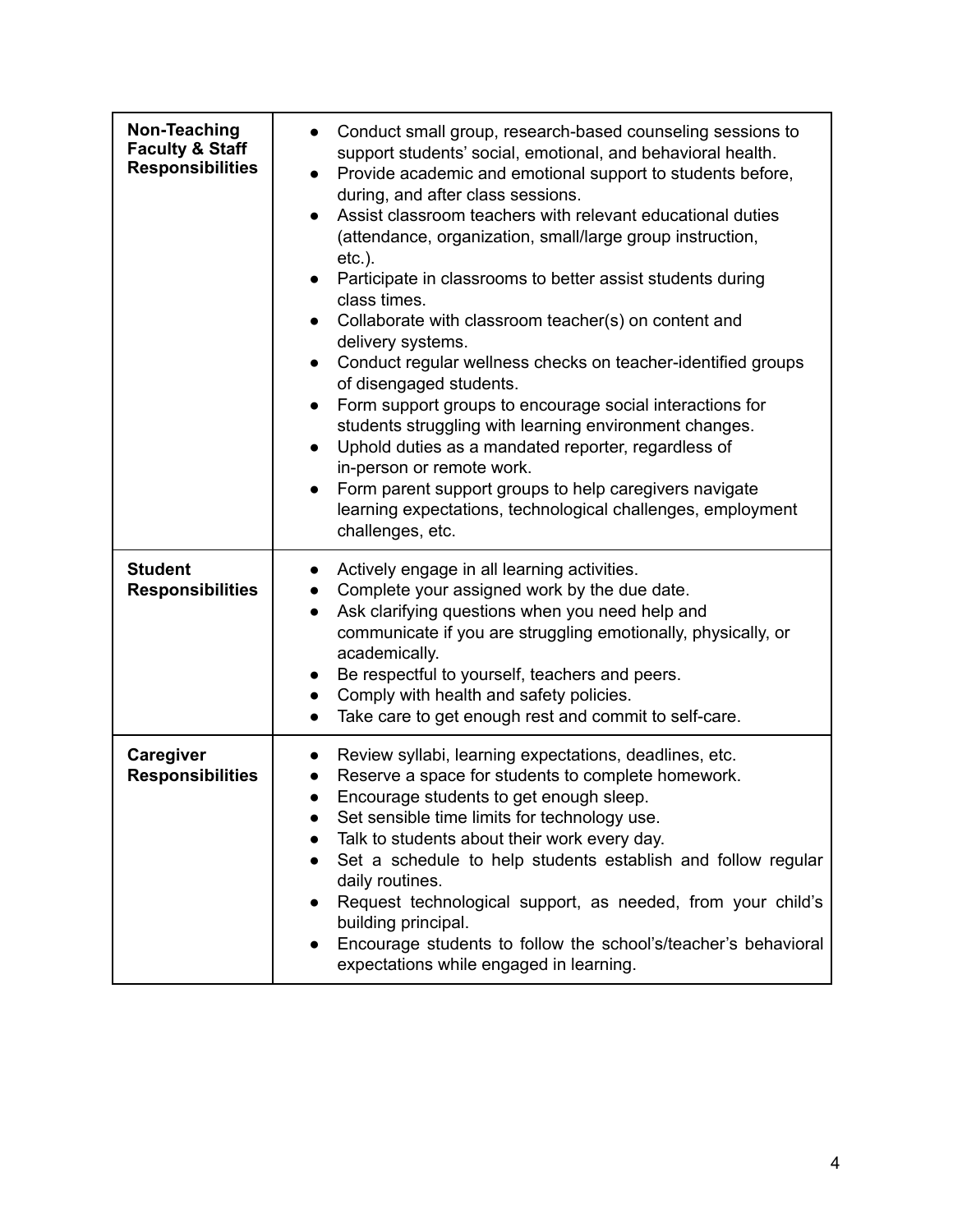| | |
|---|---|
| **Non-Teaching Faculty & Staff Responsibilities** | • Conduct small group, research-based counseling sessions to support students' social, emotional, and behavioral health.<br>• Provide academic and emotional support to students before, during, and after class sessions.<br>• Assist classroom teachers with relevant educational duties (attendance, organization, small/large group instruction, etc.).<br>• Participate in classrooms to better assist students during class times.<br>• Collaborate with classroom teacher(s) on content and delivery systems.<br>• Conduct regular wellness checks on teacher-identified groups of disengaged students.<br>• Form support groups to encourage social interactions for students struggling with learning environment changes.<br>• Uphold duties as a mandated reporter, regardless of in-person or remote work.<br>• Form parent support groups to help caregivers navigate learning expectations, technological challenges, employment challenges, etc. |
| **Student Responsibilities** | • Actively engage in all learning activities.<br>• Complete your assigned work by the due date.<br>• Ask clarifying questions when you need help and communicate if you are struggling emotionally, physically, or academically.<br>• Be respectful to yourself, teachers and peers.<br>• Comply with health and safety policies.<br>• Take care to get enough rest and commit to self-care. |
| **Caregiver Responsibilities** | • Review syllabi, learning expectations, deadlines, etc.<br>• Reserve a space for students to complete homework.<br>• Encourage students to get enough sleep.<br>• Set sensible time limits for technology use.<br>• Talk to students about their work every day.<br>• Set a schedule to help students establish and follow regular daily routines.<br>• Request technological support, as needed, from your child's building principal.<br>• Encourage students to follow the school's/teacher's behavioral expectations while engaged in learning. |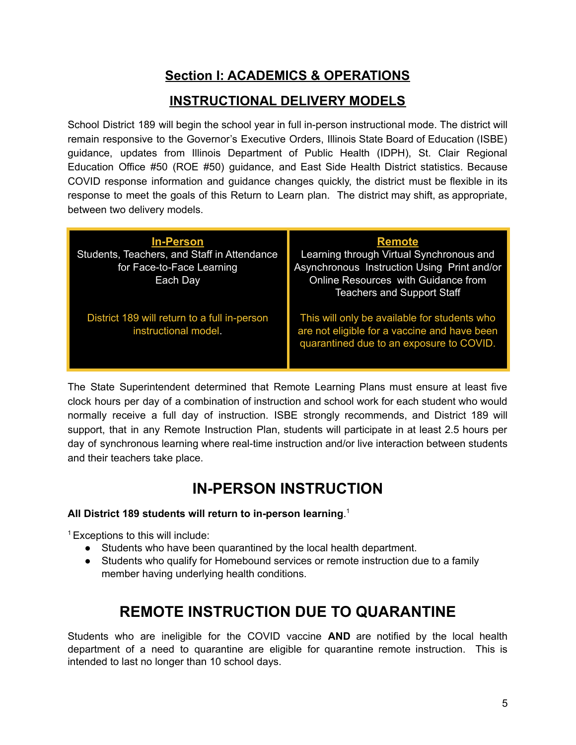# Section I: ACADEMICS & OPERATIONS

## INSTRUCTIONAL DELIVERY MODELS

School District 189 will begin the school year in full in-person instructional mode. The district will remain responsive to the Governor's Executive Orders, Illinois State Board of Education (ISBE) guidance, updates from Illinois Department of Public Health (IDPH), St. Clair Regional Education Office #50 (ROE #50) guidance, and East Side Health District statistics. Because COVID response information and guidance changes quickly, the district must be flexible in its response to meet the goals of this Return to Learn plan. The district may shift, as appropriate, between two delivery models.

| In-Person | Remote |
|---|---|
| Students, Teachers, and Staff in Attendance for Face-to-Face Learning Each Day | Learning through Virtual Synchronous and Asynchronous Instruction Using Print and/or Online Resources with Guidance from Teachers and Support Staff |
| District 189 will return to a full in-person instructional model. | This will only be available for students who are not eligible for a vaccine and have been quarantined due to an exposure to COVID. |

The State Superintendent determined that Remote Learning Plans must ensure at least five clock hours per day of a combination of instruction and school work for each student who would normally receive a full day of instruction. ISBE strongly recommends, and District 189 will support, that in any Remote Instruction Plan, students will participate in at least 2.5 hours per day of synchronous learning where real-time instruction and/or live interaction between students and their teachers take place.

## IN-PERSON INSTRUCTION

**All District 189 students will return to in-person learning**.[1]

[1] Exceptions to this will include:

- Students who have been quarantined by the local health department.
- Students who qualify for Homebound services or remote instruction due to a family member having underlying health conditions.

## REMOTE INSTRUCTION DUE TO QUARANTINE

Students who are ineligible for the COVID vaccine **AND** are notified by the local health department of a need to quarantine are eligible for quarantine remote instruction. This is intended to last no longer than 10 school days.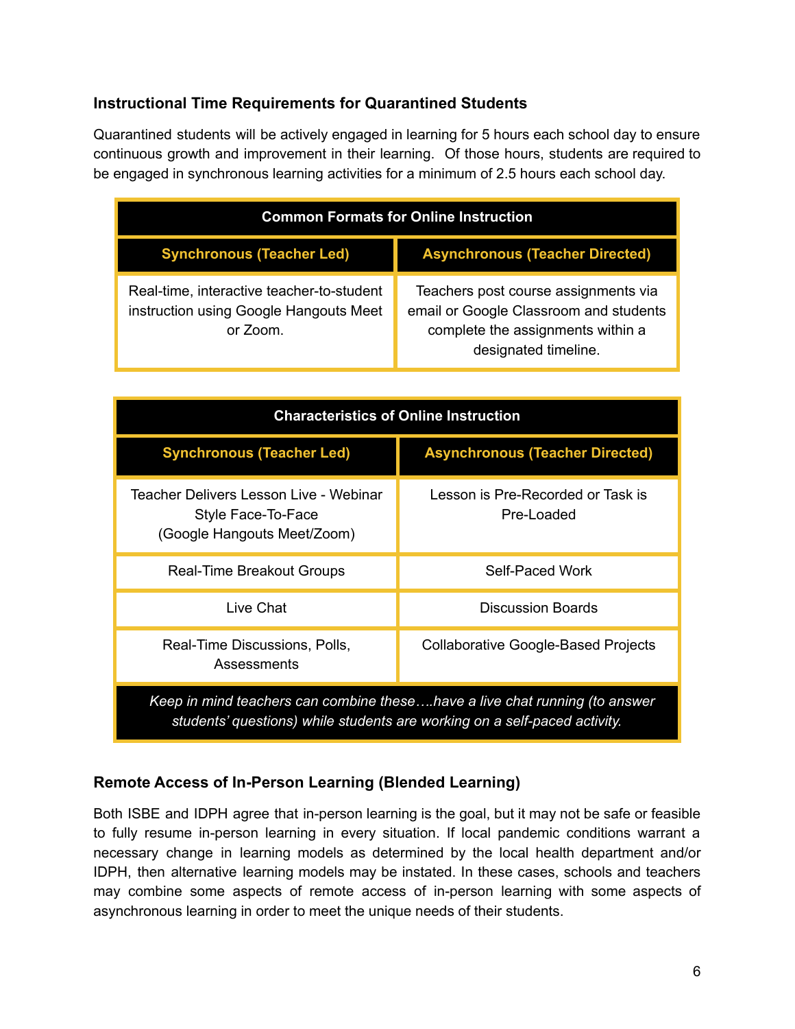### Instructional Time Requirements for Quarantined Students

Quarantined students will be actively engaged in learning for 5 hours each school day to ensure continuous growth and improvement in their learning. Of those hours, students are required to be engaged in synchronous learning activities for a minimum of 2.5 hours each school day.

| Common Formats for Online Instruction | |
|---|---|
| **Synchronous (Teacher Led)** | **Asynchronous (Teacher Directed)** |
| Real-time, interactive teacher-to-student instruction using Google Hangouts Meet or Zoom. | Teachers post course assignments via email or Google Classroom and students complete the assignments within a designated timeline. |

| Characteristics of Online Instruction | |
|---|---|
| **Synchronous (Teacher Led)** | **Asynchronous (Teacher Directed)** |
| Teacher Delivers Lesson Live - Webinar Style Face-To-Face (Google Hangouts Meet/Zoom) | Lesson is Pre-Recorded or Task is Pre-Loaded |
| Real-Time Breakout Groups | Self-Paced Work |
| Live Chat | Discussion Boards |
| Real-Time Discussions, Polls, Assessments | Collaborative Google-Based Projects |
| *Keep in mind teachers can combine these….have a live chat running (to answer students' questions) while students are working on a self-paced activity.* | |

### Remote Access of In-Person Learning (Blended Learning)

Both ISBE and IDPH agree that in-person learning is the goal, but it may not be safe or feasible to fully resume in-person learning in every situation. If local pandemic conditions warrant a necessary change in learning models as determined by the local health department and/or IDPH, then alternative learning models may be instated. In these cases, schools and teachers may combine some aspects of remote access of in-person learning with some aspects of asynchronous learning in order to meet the unique needs of their students.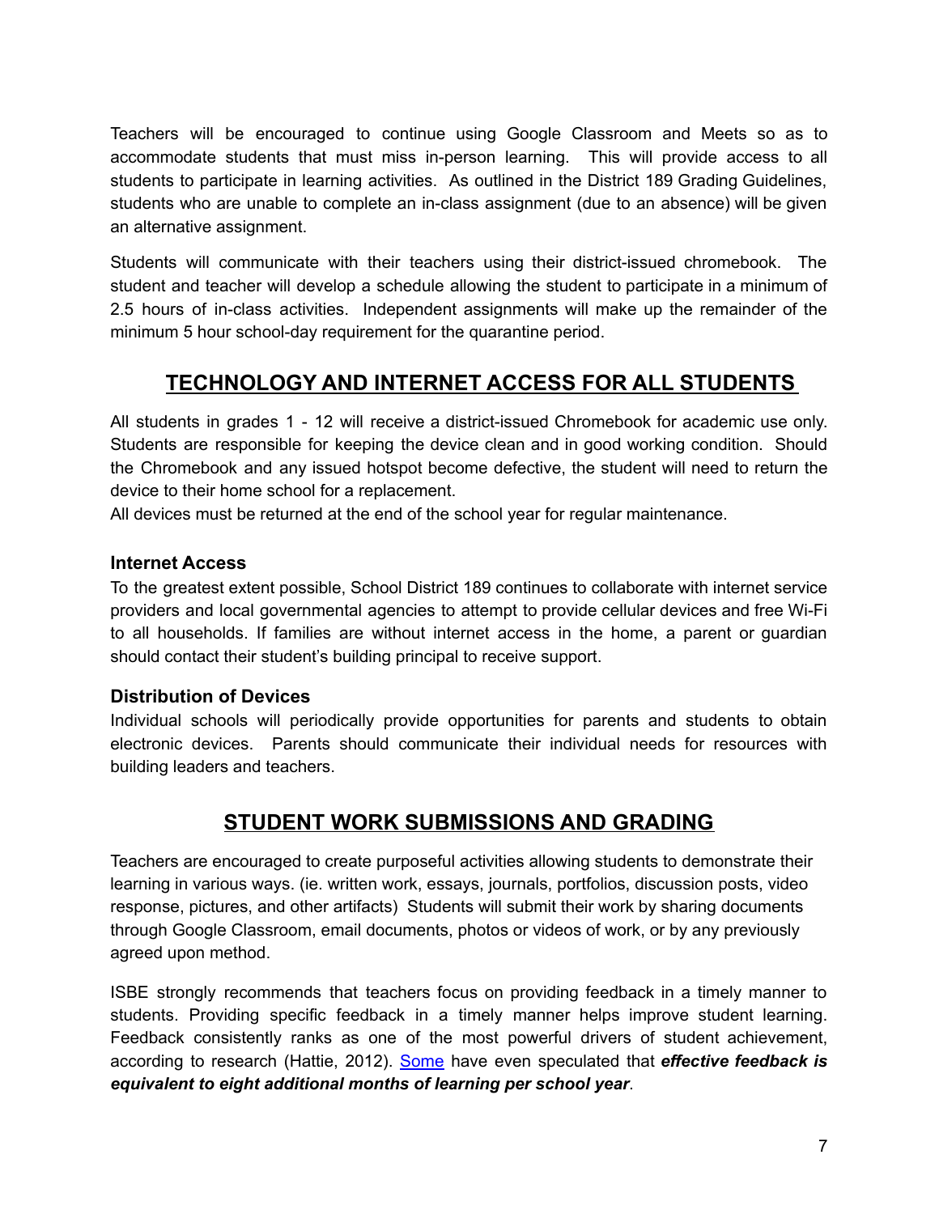Teachers will be encouraged to continue using Google Classroom and Meets so as to accommodate students that must miss in-person learning. This will provide access to all students to participate in learning activities. As outlined in the District 189 Grading Guidelines, students who are unable to complete an in-class assignment (due to an absence) will be given an alternative assignment.

Students will communicate with their teachers using their district-issued chromebook. The student and teacher will develop a schedule allowing the student to participate in a minimum of 2.5 hours of in-class activities. Independent assignments will make up the remainder of the minimum 5 hour school-day requirement for the quarantine period.

## TECHNOLOGY AND INTERNET ACCESS FOR ALL STUDENTS

All students in grades 1 - 12 will receive a district-issued Chromebook for academic use only. Students are responsible for keeping the device clean and in good working condition. Should the Chromebook and any issued hotspot become defective, the student will need to return the device to their home school for a replacement.
All devices must be returned at the end of the school year for regular maintenance.

### Internet Access

To the greatest extent possible, School District 189 continues to collaborate with internet service providers and local governmental agencies to attempt to provide cellular devices and free Wi-Fi to all households. If families are without internet access in the home, a parent or guardian should contact their student's building principal to receive support.

### Distribution of Devices

Individual schools will periodically provide opportunities for parents and students to obtain electronic devices. Parents should communicate their individual needs for resources with building leaders and teachers.

## STUDENT WORK SUBMISSIONS AND GRADING

Teachers are encouraged to create purposeful activities allowing students to demonstrate their learning in various ways. (ie. written work, essays, journals, portfolios, discussion posts, video response, pictures, and other artifacts) Students will submit their work by sharing documents through Google Classroom, email documents, photos or videos of work, or by any previously agreed upon method.

ISBE strongly recommends that teachers focus on providing feedback in a timely manner to students. Providing specific feedback in a timely manner helps improve student learning. Feedback consistently ranks as one of the most powerful drivers of student achievement, according to research (Hattie, 2012). Some have even speculated that ***effective feedback is equivalent to eight additional months of learning per school year***.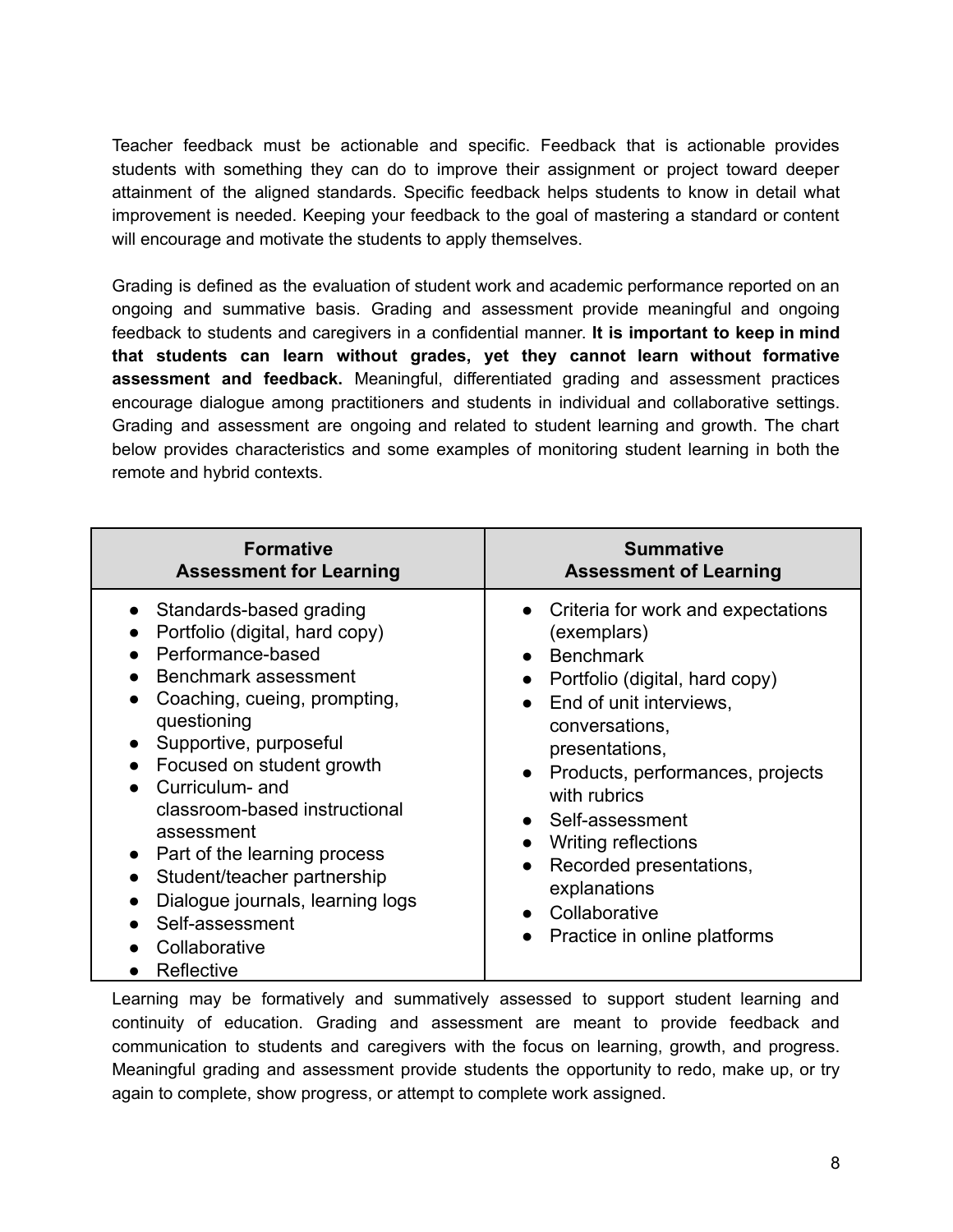Teacher feedback must be actionable and specific. Feedback that is actionable provides students with something they can do to improve their assignment or project toward deeper attainment of the aligned standards. Specific feedback helps students to know in detail what improvement is needed. Keeping your feedback to the goal of mastering a standard or content will encourage and motivate the students to apply themselves.

Grading is defined as the evaluation of student work and academic performance reported on an ongoing and summative basis. Grading and assessment provide meaningful and ongoing feedback to students and caregivers in a confidential manner. **It is important to keep in mind that students can learn without grades, yet they cannot learn without formative assessment and feedback.** Meaningful, differentiated grading and assessment practices encourage dialogue among practitioners and students in individual and collaborative settings. Grading and assessment are ongoing and related to student learning and growth. The chart below provides characteristics and some examples of monitoring student learning in both the remote and hybrid contexts.

| **Formative Assessment for Learning** | **Summative Assessment of Learning** |
| --- | --- |
| • Standards-based grading<br>• Portfolio (digital, hard copy)<br>• Performance-based<br>• Benchmark assessment<br>• Coaching, cueing, prompting, questioning<br>• Supportive, purposeful<br>• Focused on student growth<br>• Curriculum- and classroom-based instructional assessment<br>• Part of the learning process<br>• Student/teacher partnership<br>• Dialogue journals, learning logs<br>• Self-assessment<br>• Collaborative<br>• Reflective | • Criteria for work and expectations (exemplars)<br>• Benchmark<br>• Portfolio (digital, hard copy)<br>• End of unit interviews, conversations, presentations,<br>• Products, performances, projects with rubrics<br>• Self-assessment<br>• Writing reflections<br>• Recorded presentations, explanations<br>• Collaborative<br>• Practice in online platforms |

Learning may be formatively and summatively assessed to support student learning and continuity of education. Grading and assessment are meant to provide feedback and communication to students and caregivers with the focus on learning, growth, and progress. Meaningful grading and assessment provide students the opportunity to redo, make up, or try again to complete, show progress, or attempt to complete work assigned.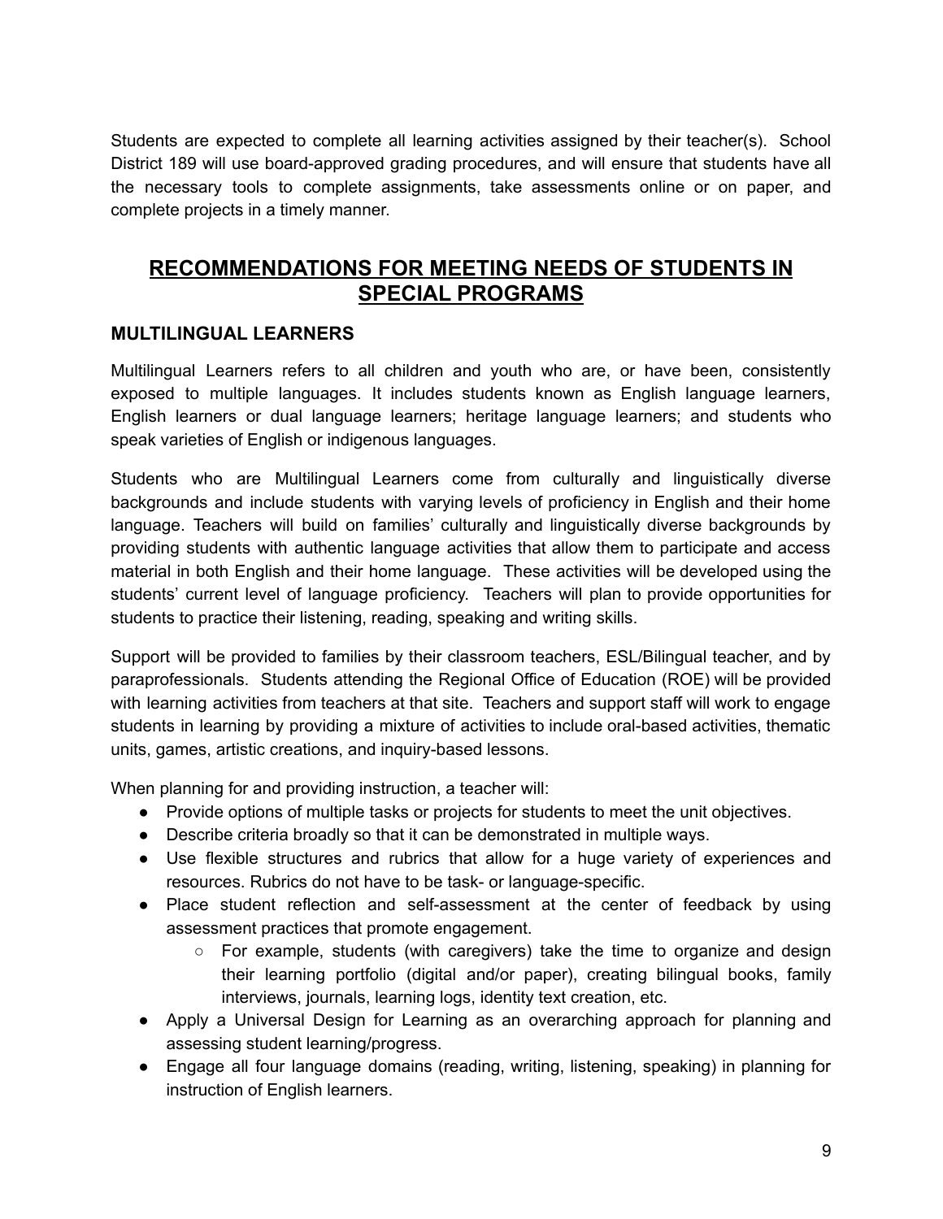Students are expected to complete all learning activities assigned by their teacher(s). School District 189 will use board-approved grading procedures, and will ensure that students have all the necessary tools to complete assignments, take assessments online or on paper, and complete projects in a timely manner.

## RECOMMENDATIONS FOR MEETING NEEDS OF STUDENTS IN SPECIAL PROGRAMS

### MULTILINGUAL LEARNERS

Multilingual Learners refers to all children and youth who are, or have been, consistently exposed to multiple languages. It includes students known as English language learners, English learners or dual language learners; heritage language learners; and students who speak varieties of English or indigenous languages.

Students who are Multilingual Learners come from culturally and linguistically diverse backgrounds and include students with varying levels of proficiency in English and their home language. Teachers will build on families' culturally and linguistically diverse backgrounds by providing students with authentic language activities that allow them to participate and access material in both English and their home language. These activities will be developed using the students' current level of language proficiency. Teachers will plan to provide opportunities for students to practice their listening, reading, speaking and writing skills.

Support will be provided to families by their classroom teachers, ESL/Bilingual teacher, and by paraprofessionals. Students attending the Regional Office of Education (ROE) will be provided with learning activities from teachers at that site. Teachers and support staff will work to engage students in learning by providing a mixture of activities to include oral-based activities, thematic units, games, artistic creations, and inquiry-based lessons.

When planning for and providing instruction, a teacher will:

- Provide options of multiple tasks or projects for students to meet the unit objectives.
- Describe criteria broadly so that it can be demonstrated in multiple ways.
- Use flexible structures and rubrics that allow for a huge variety of experiences and resources. Rubrics do not have to be task- or language-specific.
- Place student reflection and self-assessment at the center of feedback by using assessment practices that promote engagement.
    - For example, students (with caregivers) take the time to organize and design their learning portfolio (digital and/or paper), creating bilingual books, family interviews, journals, learning logs, identity text creation, etc.
- Apply a Universal Design for Learning as an overarching approach for planning and assessing student learning/progress.
- Engage all four language domains (reading, writing, listening, speaking) in planning for instruction of English learners.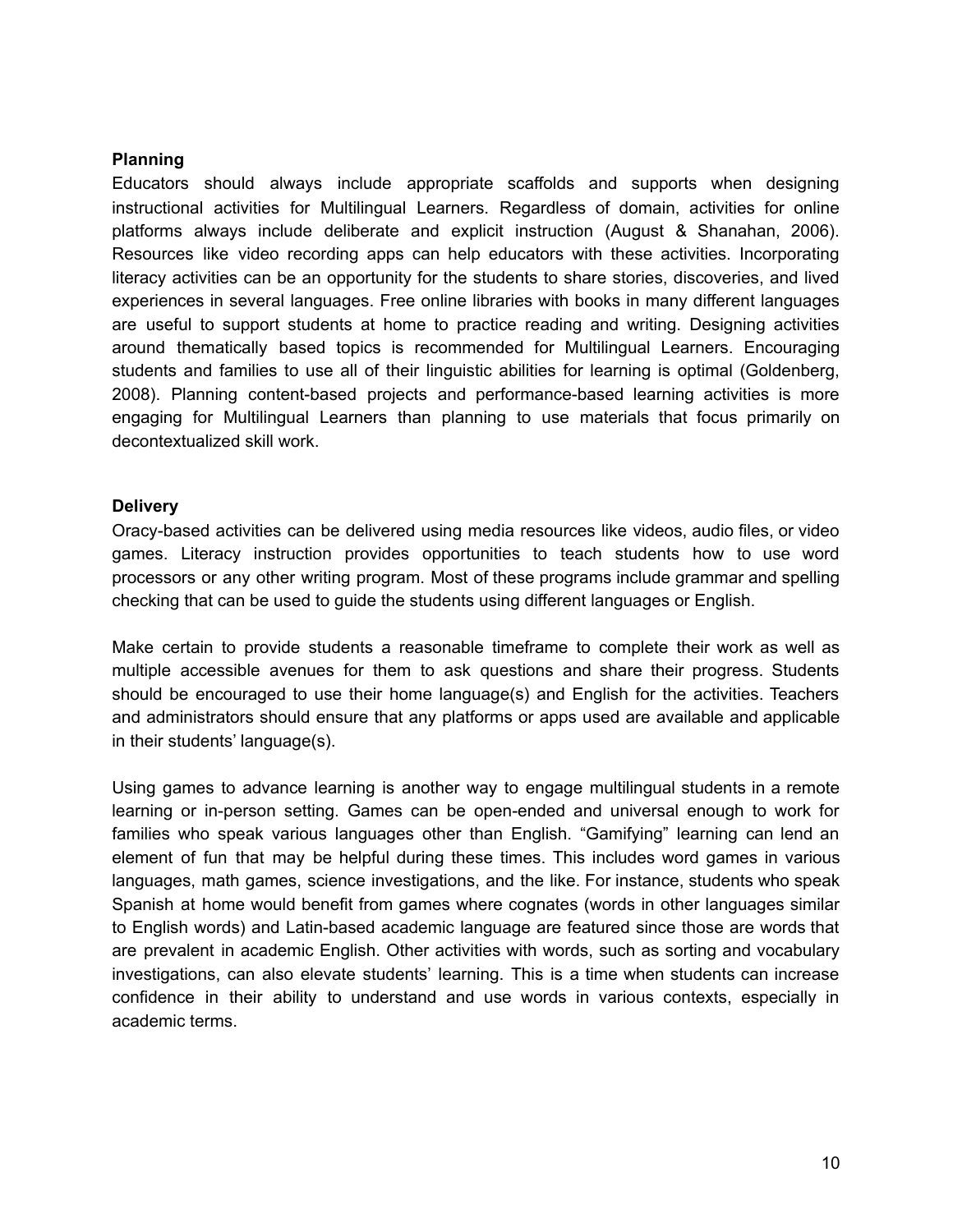**Planning**

Educators should always include appropriate scaffolds and supports when designing instructional activities for Multilingual Learners. Regardless of domain, activities for online platforms always include deliberate and explicit instruction (August & Shanahan, 2006). Resources like video recording apps can help educators with these activities. Incorporating literacy activities can be an opportunity for the students to share stories, discoveries, and lived experiences in several languages. Free online libraries with books in many different languages are useful to support students at home to practice reading and writing. Designing activities around thematically based topics is recommended for Multilingual Learners. Encouraging students and families to use all of their linguistic abilities for learning is optimal (Goldenberg, 2008). Planning content-based projects and performance-based learning activities is more engaging for Multilingual Learners than planning to use materials that focus primarily on decontextualized skill work.

**Delivery**

Oracy-based activities can be delivered using media resources like videos, audio files, or video games. Literacy instruction provides opportunities to teach students how to use word processors or any other writing program. Most of these programs include grammar and spelling checking that can be used to guide the students using different languages or English.

Make certain to provide students a reasonable timeframe to complete their work as well as multiple accessible avenues for them to ask questions and share their progress. Students should be encouraged to use their home language(s) and English for the activities. Teachers and administrators should ensure that any platforms or apps used are available and applicable in their students' language(s).

Using games to advance learning is another way to engage multilingual students in a remote learning or in-person setting. Games can be open-ended and universal enough to work for families who speak various languages other than English. "Gamifying" learning can lend an element of fun that may be helpful during these times. This includes word games in various languages, math games, science investigations, and the like. For instance, students who speak Spanish at home would benefit from games where cognates (words in other languages similar to English words) and Latin-based academic language are featured since those are words that are prevalent in academic English. Other activities with words, such as sorting and vocabulary investigations, can also elevate students' learning. This is a time when students can increase confidence in their ability to understand and use words in various contexts, especially in academic terms.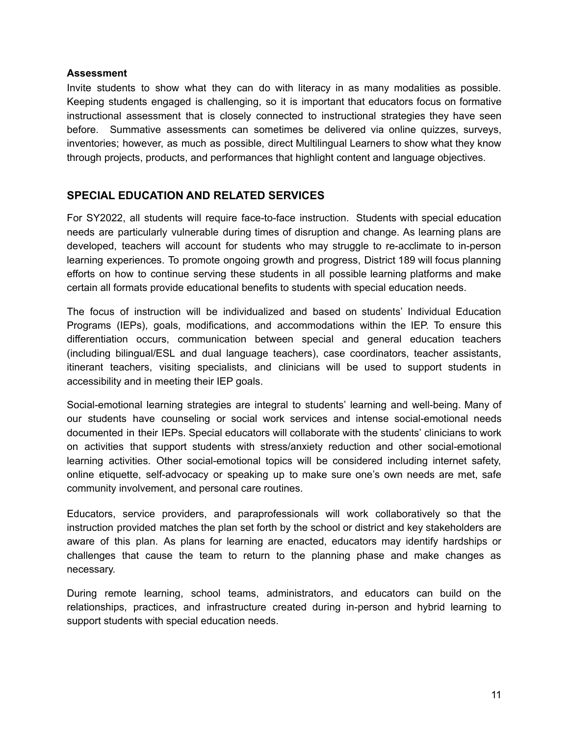**Assessment**

Invite students to show what they can do with literacy in as many modalities as possible. Keeping students engaged is challenging, so it is important that educators focus on formative instructional assessment that is closely connected to instructional strategies they have seen before. Summative assessments can sometimes be delivered via online quizzes, surveys, inventories; however, as much as possible, direct Multilingual Learners to show what they know through projects, products, and performances that highlight content and language objectives.

## SPECIAL EDUCATION AND RELATED SERVICES

For SY2022, all students will require face-to-face instruction. Students with special education needs are particularly vulnerable during times of disruption and change. As learning plans are developed, teachers will account for students who may struggle to re-acclimate to in-person learning experiences. To promote ongoing growth and progress, District 189 will focus planning efforts on how to continue serving these students in all possible learning platforms and make certain all formats provide educational benefits to students with special education needs.

The focus of instruction will be individualized and based on students' Individual Education Programs (IEPs), goals, modifications, and accommodations within the IEP. To ensure this differentiation occurs, communication between special and general education teachers (including bilingual/ESL and dual language teachers), case coordinators, teacher assistants, itinerant teachers, visiting specialists, and clinicians will be used to support students in accessibility and in meeting their IEP goals.

Social-emotional learning strategies are integral to students' learning and well-being. Many of our students have counseling or social work services and intense social-emotional needs documented in their IEPs. Special educators will collaborate with the students' clinicians to work on activities that support students with stress/anxiety reduction and other social-emotional learning activities. Other social-emotional topics will be considered including internet safety, online etiquette, self-advocacy or speaking up to make sure one's own needs are met, safe community involvement, and personal care routines.

Educators, service providers, and paraprofessionals will work collaboratively so that the instruction provided matches the plan set forth by the school or district and key stakeholders are aware of this plan. As plans for learning are enacted, educators may identify hardships or challenges that cause the team to return to the planning phase and make changes as necessary.

During remote learning, school teams, administrators, and educators can build on the relationships, practices, and infrastructure created during in-person and hybrid learning to support students with special education needs.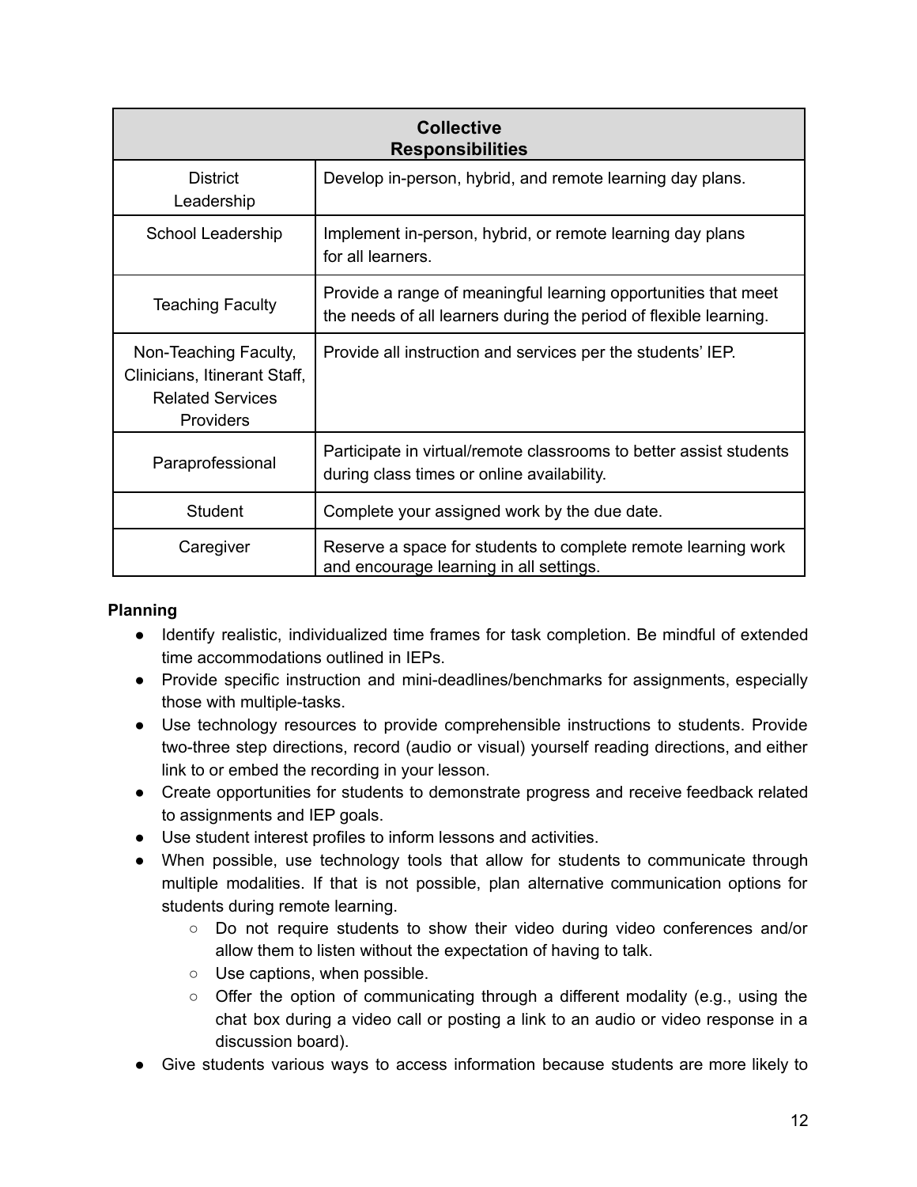| Collective Responsibilities | |
|---|---|
| District Leadership | Develop in-person, hybrid, and remote learning day plans. |
| School Leadership | Implement in-person, hybrid, or remote learning day plans for all learners. |
| Teaching Faculty | Provide a range of meaningful learning opportunities that meet the needs of all learners during the period of flexible learning. |
| Non-Teaching Faculty, Clinicians, Itinerant Staff, Related Services Providers | Provide all instruction and services per the students' IEP. |
| Paraprofessional | Participate in virtual/remote classrooms to better assist students during class times or online availability. |
| Student | Complete your assigned work by the due date. |
| Caregiver | Reserve a space for students to complete remote learning work and encourage learning in all settings. |

**Planning**

- Identify realistic, individualized time frames for task completion. Be mindful of extended time accommodations outlined in IEPs.
- Provide specific instruction and mini-deadlines/benchmarks for assignments, especially those with multiple-tasks.
- Use technology resources to provide comprehensible instructions to students. Provide two-three step directions, record (audio or visual) yourself reading directions, and either link to or embed the recording in your lesson.
- Create opportunities for students to demonstrate progress and receive feedback related to assignments and IEP goals.
- Use student interest profiles to inform lessons and activities.
- When possible, use technology tools that allow for students to communicate through multiple modalities. If that is not possible, plan alternative communication options for students during remote learning.
    - Do not require students to show their video during video conferences and/or allow them to listen without the expectation of having to talk.
    - Use captions, when possible.
    - Offer the option of communicating through a different modality (e.g., using the chat box during a video call or posting a link to an audio or video response in a discussion board).
- Give students various ways to access information because students are more likely to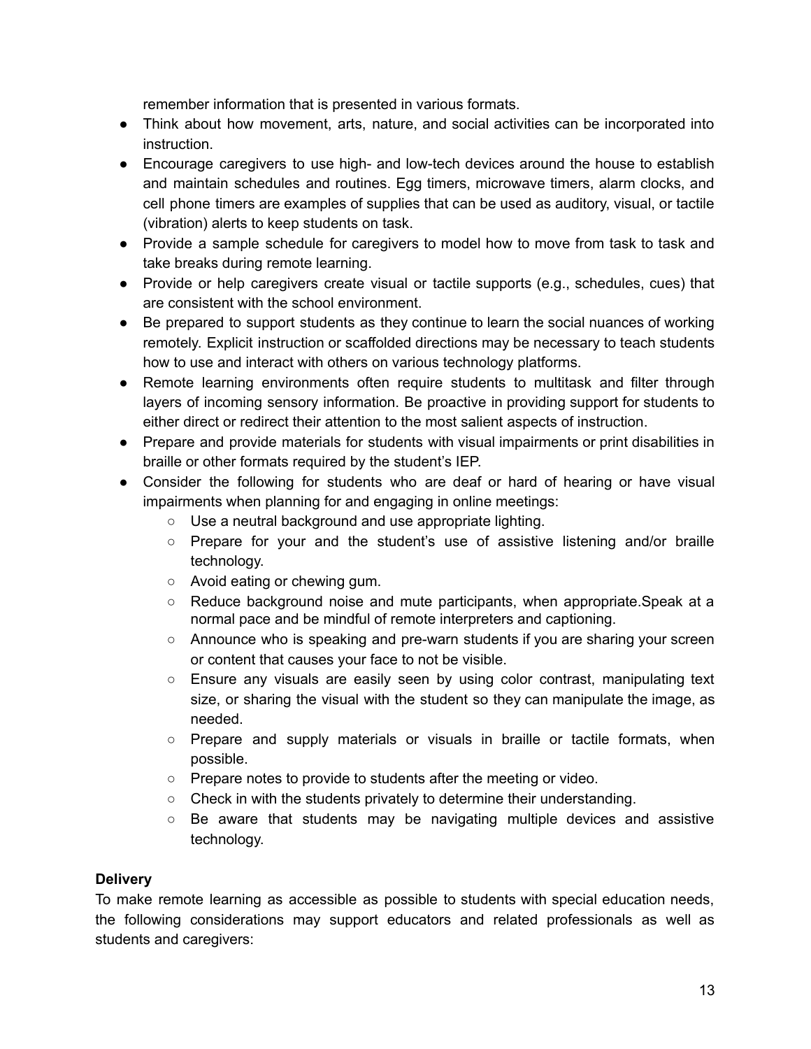remember information that is presented in various formats.

- Think about how movement, arts, nature, and social activities can be incorporated into instruction.
- Encourage caregivers to use high- and low-tech devices around the house to establish and maintain schedules and routines. Egg timers, microwave timers, alarm clocks, and cell phone timers are examples of supplies that can be used as auditory, visual, or tactile (vibration) alerts to keep students on task.
- Provide a sample schedule for caregivers to model how to move from task to task and take breaks during remote learning.
- Provide or help caregivers create visual or tactile supports (e.g., schedules, cues) that are consistent with the school environment.
- Be prepared to support students as they continue to learn the social nuances of working remotely. Explicit instruction or scaffolded directions may be necessary to teach students how to use and interact with others on various technology platforms.
- Remote learning environments often require students to multitask and filter through layers of incoming sensory information. Be proactive in providing support for students to either direct or redirect their attention to the most salient aspects of instruction.
- Prepare and provide materials for students with visual impairments or print disabilities in braille or other formats required by the student's IEP.
- Consider the following for students who are deaf or hard of hearing or have visual impairments when planning for and engaging in online meetings:
    - Use a neutral background and use appropriate lighting.
    - Prepare for your and the student's use of assistive listening and/or braille technology.
    - Avoid eating or chewing gum.
    - Reduce background noise and mute participants, when appropriate.Speak at a normal pace and be mindful of remote interpreters and captioning.
    - Announce who is speaking and pre-warn students if you are sharing your screen or content that causes your face to not be visible.
    - Ensure any visuals are easily seen by using color contrast, manipulating text size, or sharing the visual with the student so they can manipulate the image, as needed.
    - Prepare and supply materials or visuals in braille or tactile formats, when possible.
    - Prepare notes to provide to students after the meeting or video.
    - Check in with the students privately to determine their understanding.
    - Be aware that students may be navigating multiple devices and assistive technology.

**Delivery**

To make remote learning as accessible as possible to students with special education needs, the following considerations may support educators and related professionals as well as students and caregivers: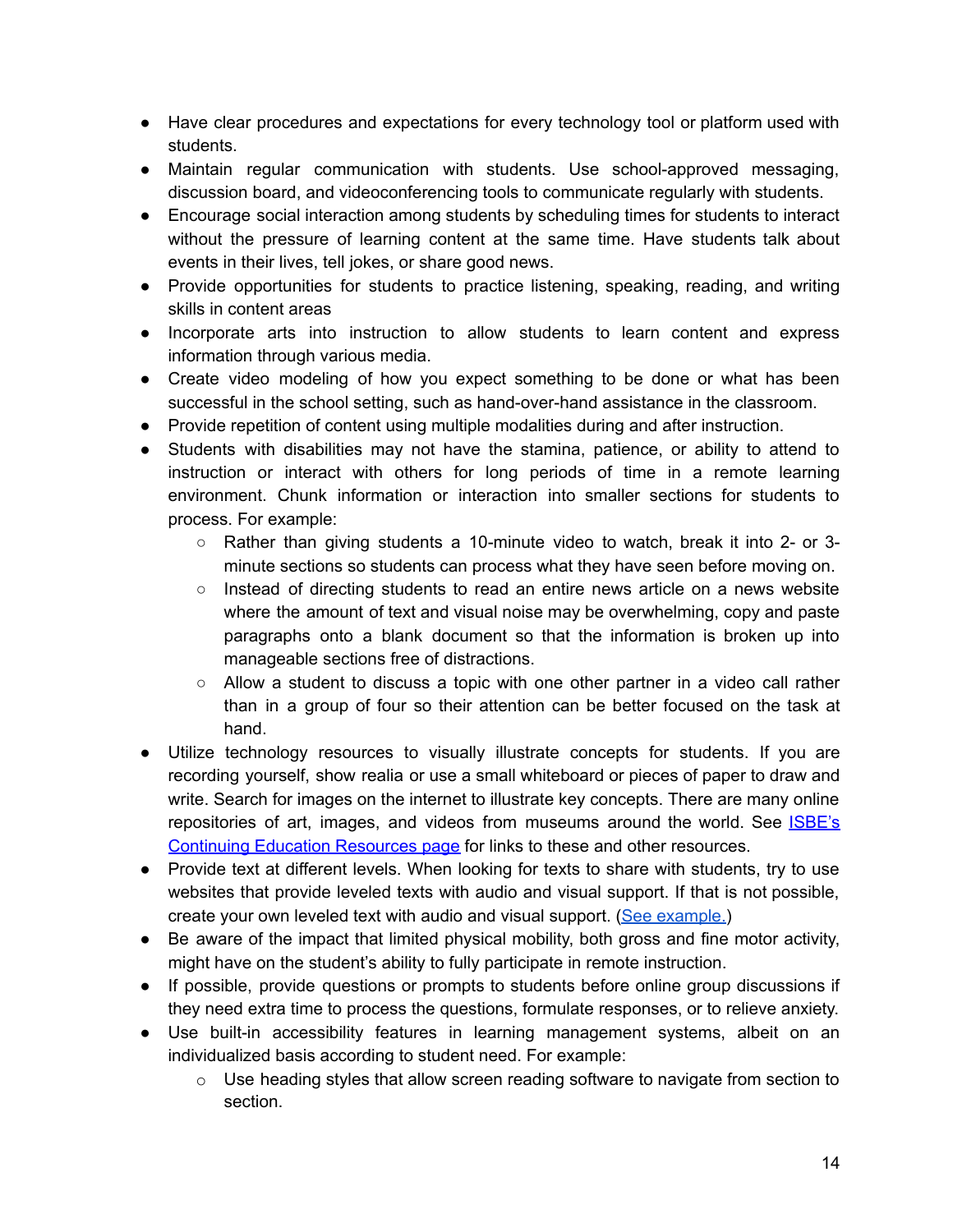- Have clear procedures and expectations for every technology tool or platform used with students.
- Maintain regular communication with students. Use school-approved messaging, discussion board, and videoconferencing tools to communicate regularly with students.
- Encourage social interaction among students by scheduling times for students to interact without the pressure of learning content at the same time. Have students talk about events in their lives, tell jokes, or share good news.
- Provide opportunities for students to practice listening, speaking, reading, and writing skills in content areas
- Incorporate arts into instruction to allow students to learn content and express information through various media.
- Create video modeling of how you expect something to be done or what has been successful in the school setting, such as hand-over-hand assistance in the classroom.
- Provide repetition of content using multiple modalities during and after instruction.
- Students with disabilities may not have the stamina, patience, or ability to attend to instruction or interact with others for long periods of time in a remote learning environment. Chunk information or interaction into smaller sections for students to process. For example:
  - Rather than giving students a 10-minute video to watch, break it into 2- or 3-minute sections so students can process what they have seen before moving on.
  - Instead of directing students to read an entire news article on a news website where the amount of text and visual noise may be overwhelming, copy and paste paragraphs onto a blank document so that the information is broken up into manageable sections free of distractions.
  - Allow a student to discuss a topic with one other partner in a video call rather than in a group of four so their attention can be better focused on the task at hand.
- Utilize technology resources to visually illustrate concepts for students. If you are recording yourself, show realia or use a small whiteboard or pieces of paper to draw and write. Search for images on the internet to illustrate key concepts. There are many online repositories of art, images, and videos from museums around the world. See ISBE's Continuing Education Resources page for links to these and other resources.
- Provide text at different levels. When looking for texts to share with students, try to use websites that provide leveled texts with audio and visual support. If that is not possible, create your own leveled text with audio and visual support. (See example.)
- Be aware of the impact that limited physical mobility, both gross and fine motor activity, might have on the student's ability to fully participate in remote instruction.
- If possible, provide questions or prompts to students before online group discussions if they need extra time to process the questions, formulate responses, or to relieve anxiety.
- Use built-in accessibility features in learning management systems, albeit on an individualized basis according to student need. For example:
  - Use heading styles that allow screen reading software to navigate from section to section.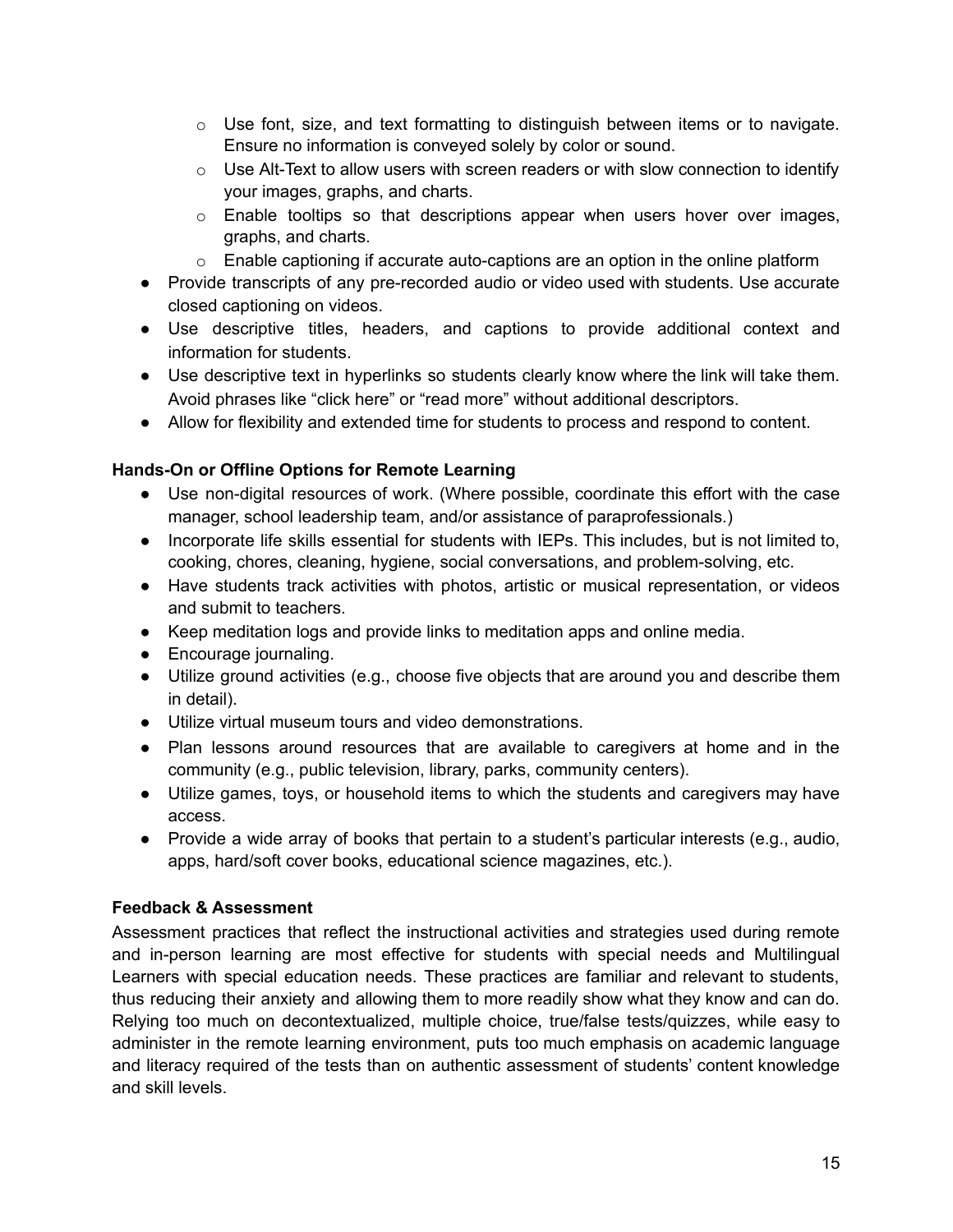- Use font, size, and text formatting to distinguish between items or to navigate. Ensure no information is conveyed solely by color or sound.
  - Use Alt-Text to allow users with screen readers or with slow connection to identify your images, graphs, and charts.
  - Enable tooltips so that descriptions appear when users hover over images, graphs, and charts.
  - Enable captioning if accurate auto-captions are an option in the online platform
- Provide transcripts of any pre-recorded audio or video used with students. Use accurate closed captioning on videos.
- Use descriptive titles, headers, and captions to provide additional context and information for students.
- Use descriptive text in hyperlinks so students clearly know where the link will take them. Avoid phrases like "click here" or "read more" without additional descriptors.
- Allow for flexibility and extended time for students to process and respond to content.

**Hands-On or Offline Options for Remote Learning**

- Use non-digital resources of work. (Where possible, coordinate this effort with the case manager, school leadership team, and/or assistance of paraprofessionals.)
- Incorporate life skills essential for students with IEPs. This includes, but is not limited to, cooking, chores, cleaning, hygiene, social conversations, and problem-solving, etc.
- Have students track activities with photos, artistic or musical representation, or videos and submit to teachers.
- Keep meditation logs and provide links to meditation apps and online media.
- Encourage journaling.
- Utilize ground activities (e.g., choose five objects that are around you and describe them in detail).
- Utilize virtual museum tours and video demonstrations.
- Plan lessons around resources that are available to caregivers at home and in the community (e.g., public television, library, parks, community centers).
- Utilize games, toys, or household items to which the students and caregivers may have access.
- Provide a wide array of books that pertain to a student's particular interests (e.g., audio, apps, hard/soft cover books, educational science magazines, etc.).

**Feedback & Assessment**

Assessment practices that reflect the instructional activities and strategies used during remote and in-person learning are most effective for students with special needs and Multilingual Learners with special education needs. These practices are familiar and relevant to students, thus reducing their anxiety and allowing them to more readily show what they know and can do. Relying too much on decontextualized, multiple choice, true/false tests/quizzes, while easy to administer in the remote learning environment, puts too much emphasis on academic language and literacy required of the tests than on authentic assessment of students' content knowledge and skill levels.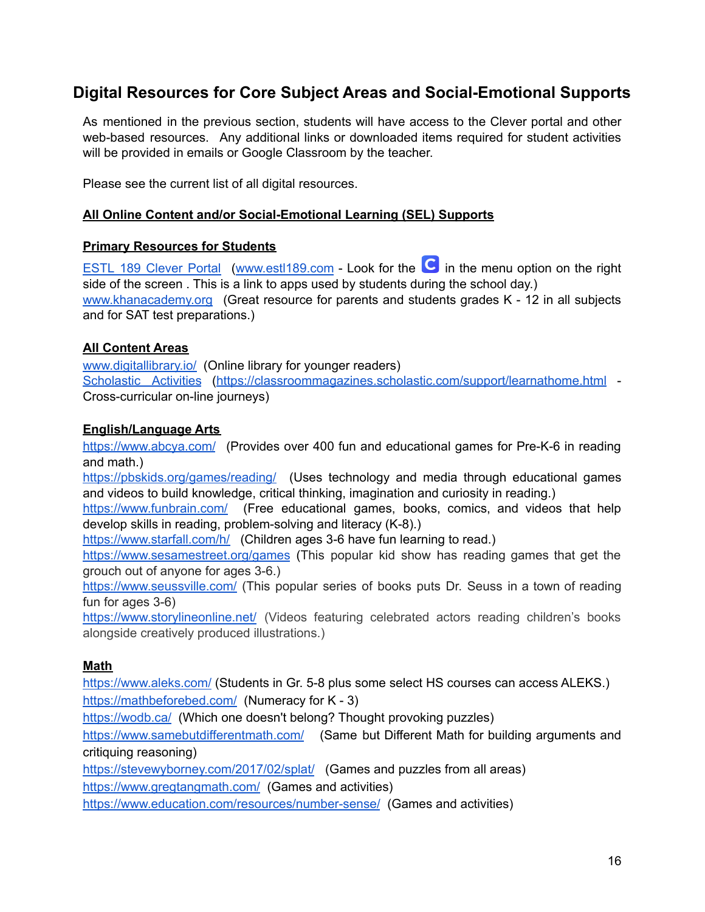## Digital Resources for Core Subject Areas and Social-Emotional Supports

As mentioned in the previous section, students will have access to the Clever portal and other web-based resources. Any additional links or downloaded items required for student activities will be provided in emails or Google Classroom by the teacher.

Please see the current list of all digital resources.

**All Online Content and/or Social-Emotional Learning (SEL) Supports**

**Primary Resources for Students**

ESTL 189 Clever Portal (www.estl189.com - Look for the C in the menu option on the right side of the screen . This is a link to apps used by students during the school day.)
www.khanacademy.org (Great resource for parents and students grades K - 12 in all subjects and for SAT test preparations.)

**All Content Areas**

www.digitallibrary.io/ (Online library for younger readers)
Scholastic Activities (https://classroommagazines.scholastic.com/support/learnathome.html - Cross-curricular on-line journeys)

**English/Language Arts**

https://www.abcya.com/ (Provides over 400 fun and educational games for Pre-K-6 in reading and math.)
https://pbskids.org/games/reading/ (Uses technology and media through educational games and videos to build knowledge, critical thinking, imagination and curiosity in reading.)
https://www.funbrain.com/ (Free educational games, books, comics, and videos that help develop skills in reading, problem-solving and literacy (K-8).)
https://www.starfall.com/h/ (Children ages 3-6 have fun learning to read.)
https://www.sesamestreet.org/games (This popular kid show has reading games that get the grouch out of anyone for ages 3-6.)
https://www.seussville.com/ (This popular series of books puts Dr. Seuss in a town of reading fun for ages 3-6)
https://www.storylineonline.net/ (Videos featuring celebrated actors reading children's books alongside creatively produced illustrations.)

**Math**

https://www.aleks.com/ (Students in Gr. 5-8 plus some select HS courses can access ALEKS.)
https://mathbeforebed.com/ (Numeracy for K - 3)
https://wodb.ca/ (Which one doesn't belong? Thought provoking puzzles)
https://www.samebutdifferentmath.com/ (Same but Different Math for building arguments and critiquing reasoning)
https://stevewyborney.com/2017/02/splat/ (Games and puzzles from all areas)
https://www.gregtangmath.com/ (Games and activities)
https://www.education.com/resources/number-sense/ (Games and activities)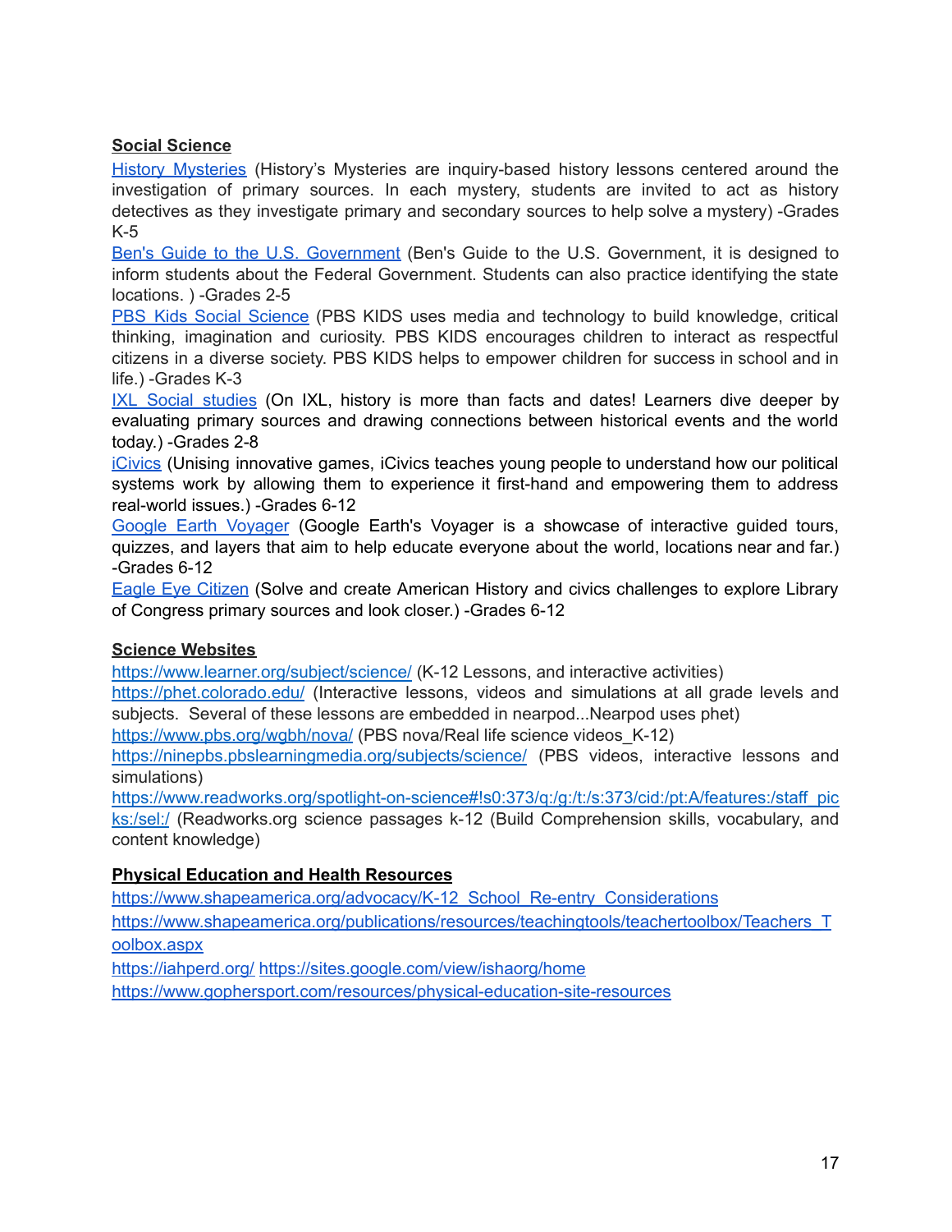**Social Science**

History Mysteries (History's Mysteries are inquiry-based history lessons centered around the investigation of primary sources. In each mystery, students are invited to act as history detectives as they investigate primary and secondary sources to help solve a mystery) -Grades K-5

Ben's Guide to the U.S. Government (Ben's Guide to the U.S. Government, it is designed to inform students about the Federal Government. Students can also practice identifying the state locations. ) -Grades 2-5

PBS Kids Social Science (PBS KIDS uses media and technology to build knowledge, critical thinking, imagination and curiosity. PBS KIDS encourages children to interact as respectful citizens in a diverse society. PBS KIDS helps to empower children for success in school and in life.) -Grades K-3

IXL Social studies (On IXL, history is more than facts and dates! Learners dive deeper by evaluating primary sources and drawing connections between historical events and the world today.) -Grades 2-8

iCivics (Unising innovative games, iCivics teaches young people to understand how our political systems work by allowing them to experience it first-hand and empowering them to address real-world issues.) -Grades 6-12

Google Earth Voyager (Google Earth's Voyager is a showcase of interactive guided tours, quizzes, and layers that aim to help educate everyone about the world, locations near and far.) -Grades 6-12

Eagle Eye Citizen (Solve and create American History and civics challenges to explore Library of Congress primary sources and look closer.) -Grades 6-12

**Science Websites**

https://www.learner.org/subject/science/ (K-12 Lessons, and interactive activities)

https://phet.colorado.edu/ (Interactive lessons, videos and simulations at all grade levels and subjects. Several of these lessons are embedded in nearpod...Nearpod uses phet)

https://www.pbs.org/wgbh/nova/ (PBS nova/Real life science videos_K-12)

https://ninepbs.pbslearningmedia.org/subjects/science/ (PBS videos, interactive lessons and simulations)

https://www.readworks.org/spotlight-on-science#!s0:373/q:/g:/t:/s:373/cid:/pt:A/features:/staff_picks:/sel:/ (Readworks.org science passages k-12 (Build Comprehension skills, vocabulary, and content knowledge)

**Physical Education and Health Resources**

https://www.shapeamerica.org/advocacy/K-12_School_Re-entry_Considerations

https://www.shapeamerica.org/publications/resources/teachingtools/teachertoolbox/Teachers_Toolbox.aspx

https://iahperd.org/ https://sites.google.com/view/ishaorg/home

https://www.gophersport.com/resources/physical-education-site-resources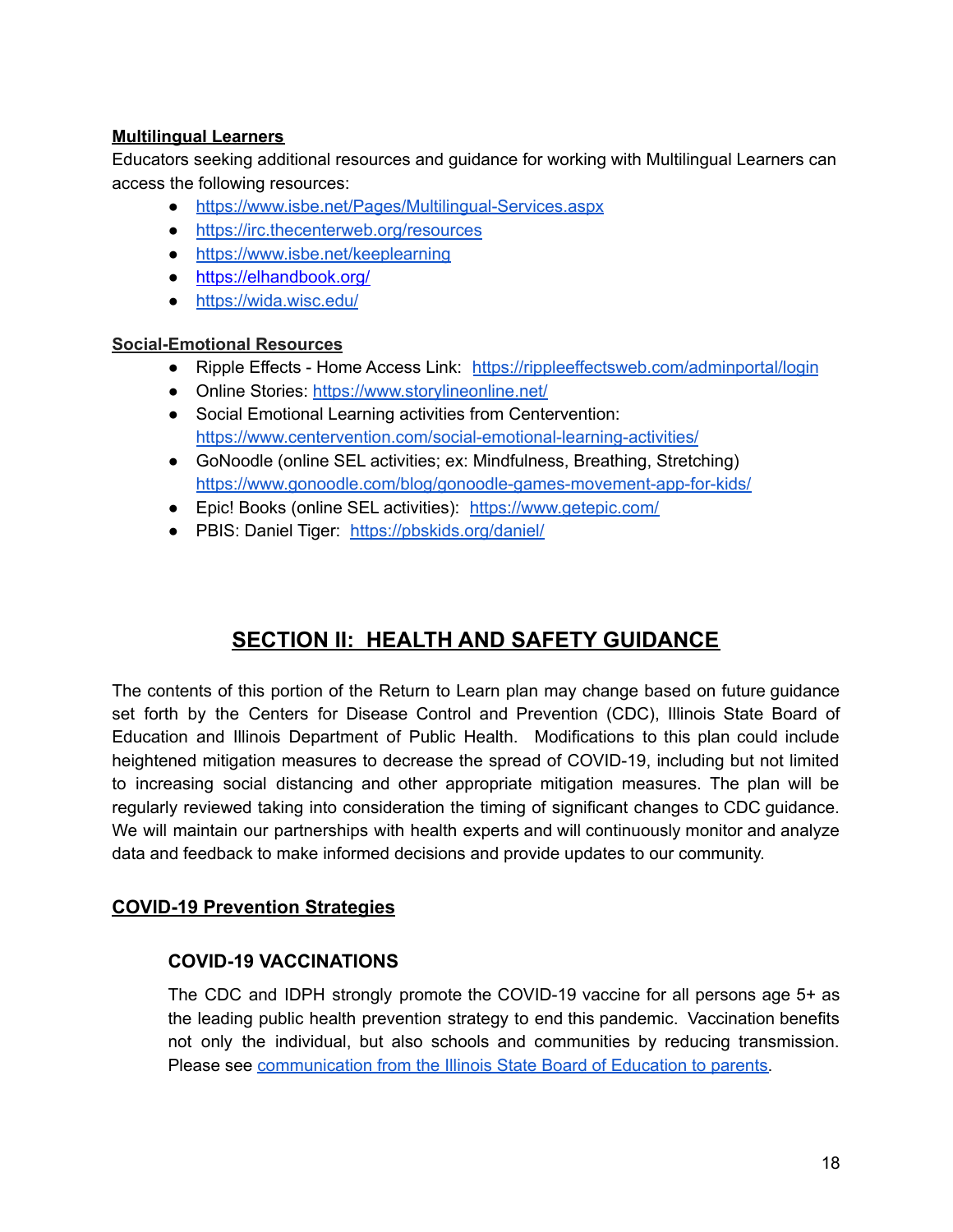**Multilingual Learners**

Educators seeking additional resources and guidance for working with Multilingual Learners can access the following resources:

- https://www.isbe.net/Pages/Multilingual-Services.aspx
- https://irc.thecenterweb.org/resources
- https://www.isbe.net/keeplearning
- https://elhandbook.org/
- https://wida.wisc.edu/

**Social-Emotional Resources**

- Ripple Effects - Home Access Link: https://rippleeffectsweb.com/adminportal/login
- Online Stories: https://www.storylineonline.net/
- Social Emotional Learning activities from Centervention: https://www.centervention.com/social-emotional-learning-activities/
- GoNoodle (online SEL activities; ex: Mindfulness, Breathing, Stretching) https://www.gonoodle.com/blog/gonoodle-games-movement-app-for-kids/
- Epic! Books (online SEL activities): https://www.getepic.com/
- PBIS: Daniel Tiger: https://pbskids.org/daniel/

# SECTION II: HEALTH AND SAFETY GUIDANCE

The contents of this portion of the Return to Learn plan may change based on future guidance set forth by the Centers for Disease Control and Prevention (CDC), Illinois State Board of Education and Illinois Department of Public Health. Modifications to this plan could include heightened mitigation measures to decrease the spread of COVID-19, including but not limited to increasing social distancing and other appropriate mitigation measures. The plan will be regularly reviewed taking into consideration the timing of significant changes to CDC guidance. We will maintain our partnerships with health experts and will continuously monitor and analyze data and feedback to make informed decisions and provide updates to our community.

## COVID-19 Prevention Strategies

### COVID-19 VACCINATIONS

The CDC and IDPH strongly promote the COVID-19 vaccine for all persons age 5+ as the leading public health prevention strategy to end this pandemic. Vaccination benefits not only the individual, but also schools and communities by reducing transmission. Please see communication from the Illinois State Board of Education to parents.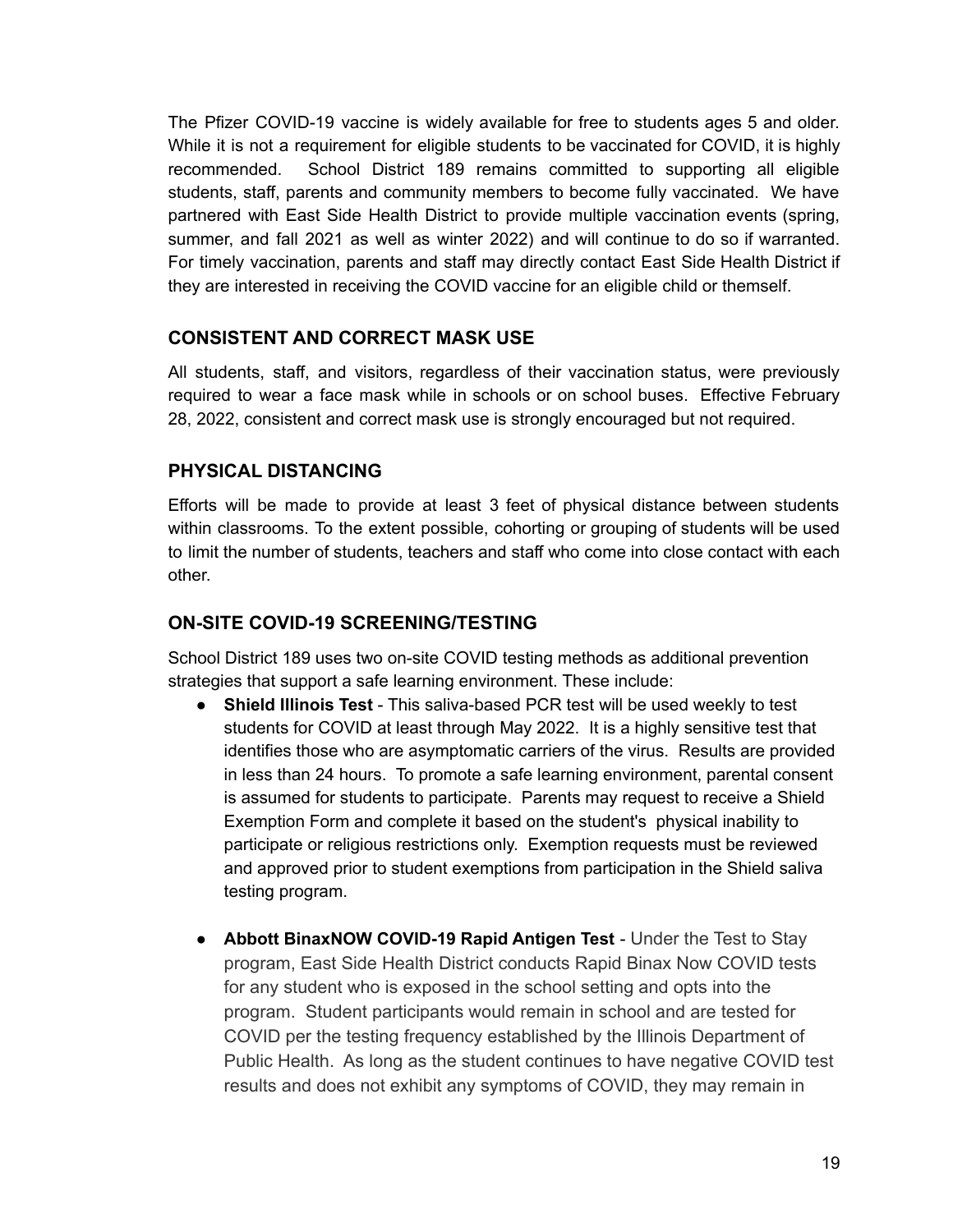The Pfizer COVID-19 vaccine is widely available for free to students ages 5 and older. While it is not a requirement for eligible students to be vaccinated for COVID, it is highly recommended. School District 189 remains committed to supporting all eligible students, staff, parents and community members to become fully vaccinated. We have partnered with East Side Health District to provide multiple vaccination events (spring, summer, and fall 2021 as well as winter 2022) and will continue to do so if warranted. For timely vaccination, parents and staff may directly contact East Side Health District if they are interested in receiving the COVID vaccine for an eligible child or themself.

### CONSISTENT AND CORRECT MASK USE

All students, staff, and visitors, regardless of their vaccination status, were previously required to wear a face mask while in schools or on school buses. Effective February 28, 2022, consistent and correct mask use is strongly encouraged but not required.

### PHYSICAL DISTANCING

Efforts will be made to provide at least 3 feet of physical distance between students within classrooms. To the extent possible, cohorting or grouping of students will be used to limit the number of students, teachers and staff who come into close contact with each other.

### ON-SITE COVID-19 SCREENING/TESTING

School District 189 uses two on-site COVID testing methods as additional prevention strategies that support a safe learning environment. These include:

- **Shield Illinois Test** - This saliva-based PCR test will be used weekly to test students for COVID at least through May 2022. It is a highly sensitive test that identifies those who are asymptomatic carriers of the virus. Results are provided in less than 24 hours. To promote a safe learning environment, parental consent is assumed for students to participate. Parents may request to receive a Shield Exemption Form and complete it based on the student's physical inability to participate or religious restrictions only. Exemption requests must be reviewed and approved prior to student exemptions from participation in the Shield saliva testing program.

- **Abbott BinaxNOW COVID-19 Rapid Antigen Test** - Under the Test to Stay program, East Side Health District conducts Rapid Binax Now COVID tests for any student who is exposed in the school setting and opts into the program. Student participants would remain in school and are tested for COVID per the testing frequency established by the Illinois Department of Public Health. As long as the student continues to have negative COVID test results and does not exhibit any symptoms of COVID, they may remain in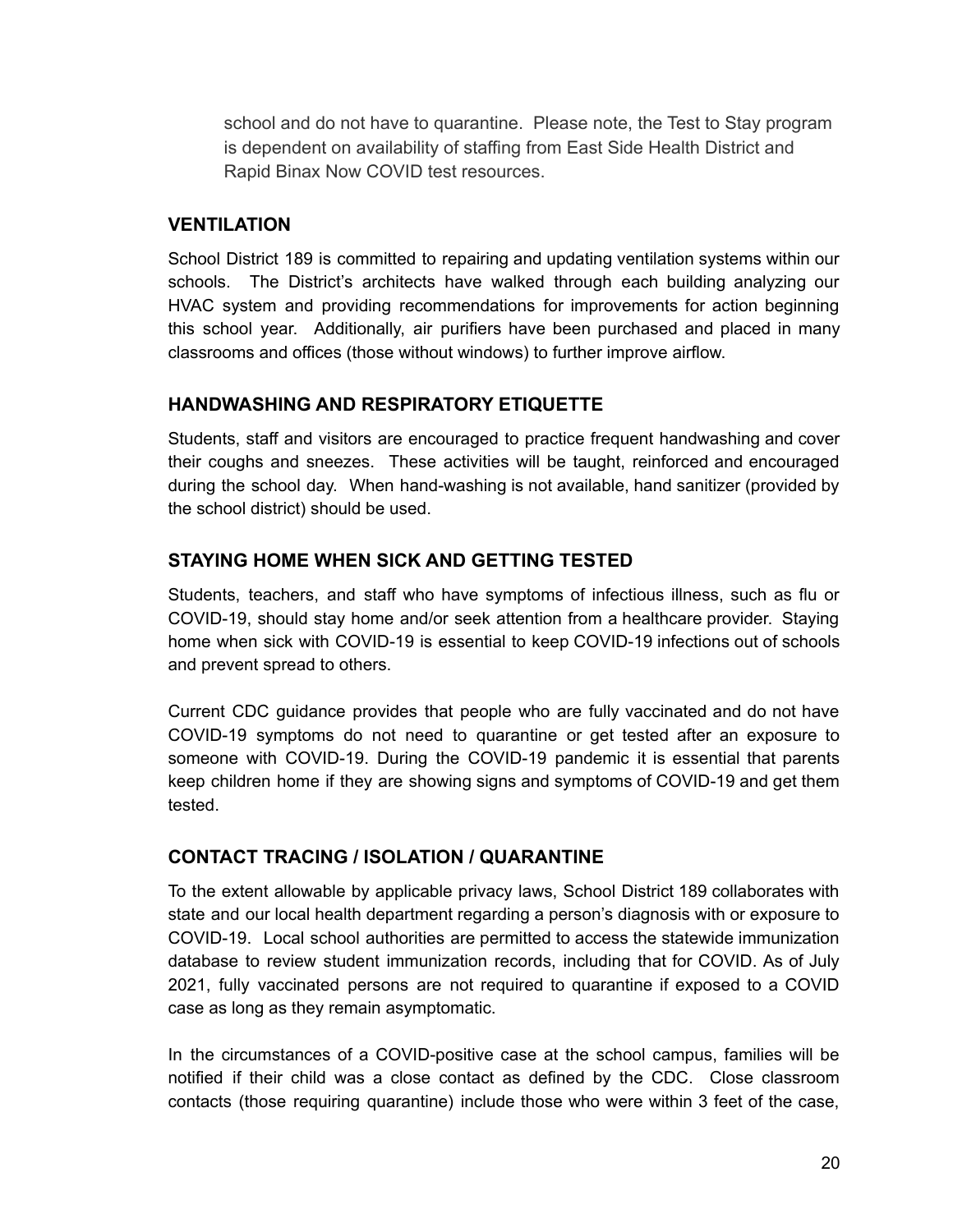school and do not have to quarantine. Please note, the Test to Stay program is dependent on availability of staffing from East Side Health District and Rapid Binax Now COVID test resources.

## VENTILATION

School District 189 is committed to repairing and updating ventilation systems within our schools. The District's architects have walked through each building analyzing our HVAC system and providing recommendations for improvements for action beginning this school year. Additionally, air purifiers have been purchased and placed in many classrooms and offices (those without windows) to further improve airflow.

## HANDWASHING AND RESPIRATORY ETIQUETTE

Students, staff and visitors are encouraged to practice frequent handwashing and cover their coughs and sneezes. These activities will be taught, reinforced and encouraged during the school day. When hand-washing is not available, hand sanitizer (provided by the school district) should be used.

## STAYING HOME WHEN SICK AND GETTING TESTED

Students, teachers, and staff who have symptoms of infectious illness, such as flu or COVID-19, should stay home and/or seek attention from a healthcare provider. Staying home when sick with COVID-19 is essential to keep COVID-19 infections out of schools and prevent spread to others.

Current CDC guidance provides that people who are fully vaccinated and do not have COVID-19 symptoms do not need to quarantine or get tested after an exposure to someone with COVID-19. During the COVID-19 pandemic it is essential that parents keep children home if they are showing signs and symptoms of COVID-19 and get them tested.

## CONTACT TRACING / ISOLATION / QUARANTINE

To the extent allowable by applicable privacy laws, School District 189 collaborates with state and our local health department regarding a person's diagnosis with or exposure to COVID-19. Local school authorities are permitted to access the statewide immunization database to review student immunization records, including that for COVID. As of July 2021, fully vaccinated persons are not required to quarantine if exposed to a COVID case as long as they remain asymptomatic.

In the circumstances of a COVID-positive case at the school campus, families will be notified if their child was a close contact as defined by the CDC. Close classroom contacts (those requiring quarantine) include those who were within 3 feet of the case,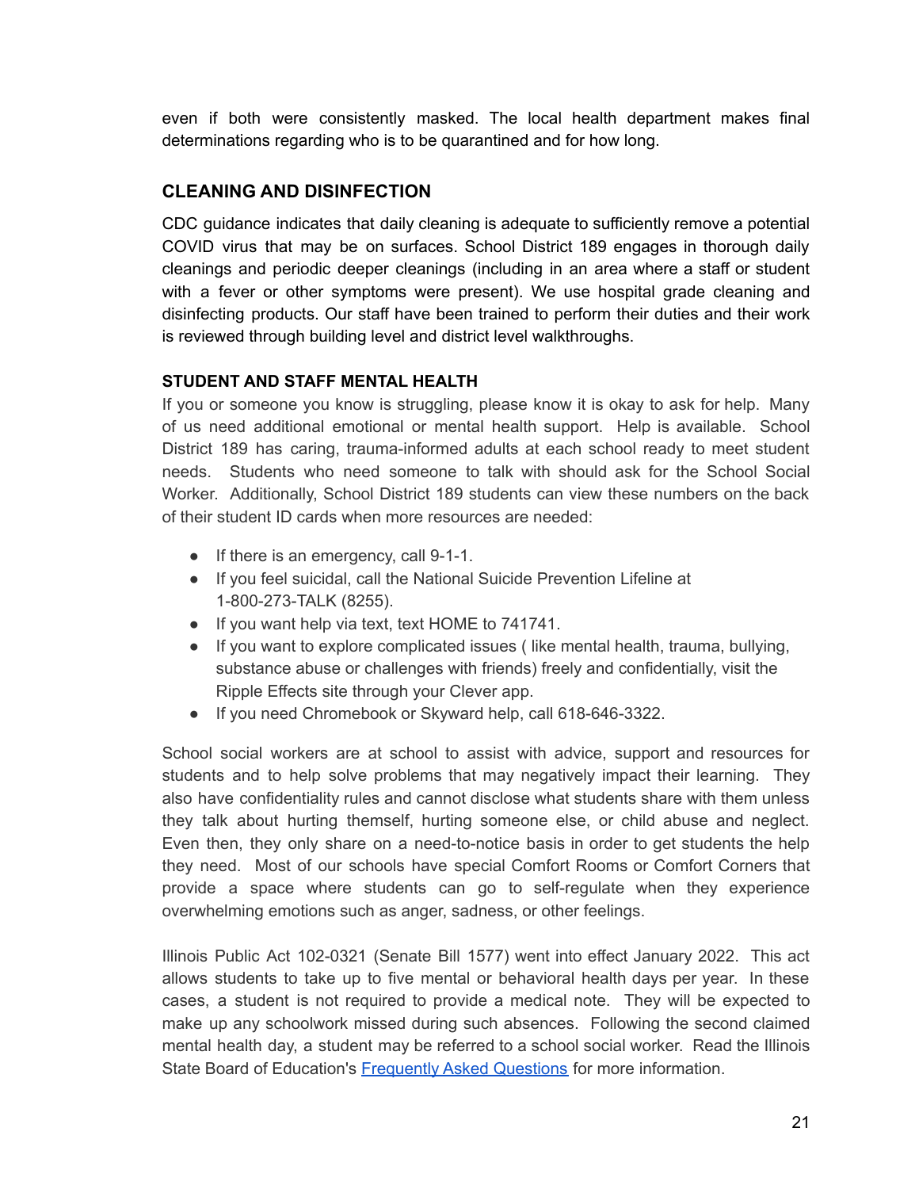even if both were consistently masked. The local health department makes final determinations regarding who is to be quarantined and for how long.

## CLEANING AND DISINFECTION

CDC guidance indicates that daily cleaning is adequate to sufficiently remove a potential COVID virus that may be on surfaces. School District 189 engages in thorough daily cleanings and periodic deeper cleanings (including in an area where a staff or student with a fever or other symptoms were present). We use hospital grade cleaning and disinfecting products. Our staff have been trained to perform their duties and their work is reviewed through building level and district level walkthroughs.

### STUDENT AND STAFF MENTAL HEALTH

If you or someone you know is struggling, please know it is okay to ask for help. Many of us need additional emotional or mental health support. Help is available. School District 189 has caring, trauma-informed adults at each school ready to meet student needs. Students who need someone to talk with should ask for the School Social Worker. Additionally, School District 189 students can view these numbers on the back of their student ID cards when more resources are needed:

- If there is an emergency, call 9-1-1.
- If you feel suicidal, call the National Suicide Prevention Lifeline at 1-800-273-TALK (8255).
- If you want help via text, text HOME to 741741.
- If you want to explore complicated issues ( like mental health, trauma, bullying, substance abuse or challenges with friends) freely and confidentially, visit the Ripple Effects site through your Clever app.
- If you need Chromebook or Skyward help, call 618-646-3322.

School social workers are at school to assist with advice, support and resources for students and to help solve problems that may negatively impact their learning. They also have confidentiality rules and cannot disclose what students share with them unless they talk about hurting themself, hurting someone else, or child abuse and neglect. Even then, they only share on a need-to-notice basis in order to get students the help they need. Most of our schools have special Comfort Rooms or Comfort Corners that provide a space where students can go to self-regulate when they experience overwhelming emotions such as anger, sadness, or other feelings.

Illinois Public Act 102-0321 (Senate Bill 1577) went into effect January 2022. This act allows students to take up to five mental or behavioral health days per year. In these cases, a student is not required to provide a medical note. They will be expected to make up any schoolwork missed during such absences. Following the second claimed mental health day, a student may be referred to a school social worker. Read the Illinois State Board of Education's Frequently Asked Questions for more information.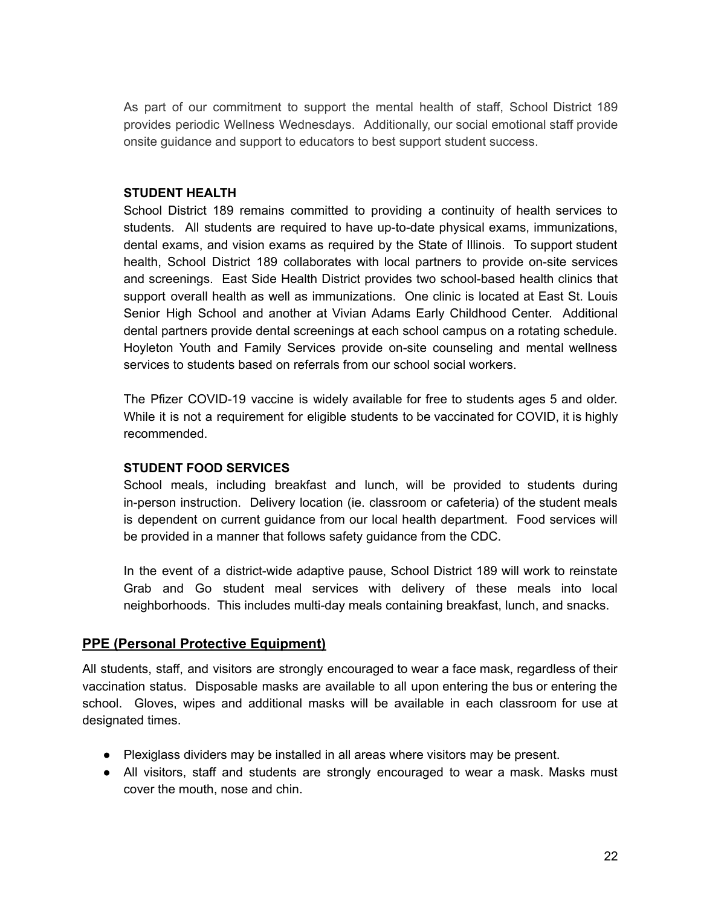As part of our commitment to support the mental health of staff, School District 189 provides periodic Wellness Wednesdays. Additionally, our social emotional staff provide onsite guidance and support to educators to best support student success.

### STUDENT HEALTH

School District 189 remains committed to providing a continuity of health services to students. All students are required to have up-to-date physical exams, immunizations, dental exams, and vision exams as required by the State of Illinois. To support student health, School District 189 collaborates with local partners to provide on-site services and screenings. East Side Health District provides two school-based health clinics that support overall health as well as immunizations. One clinic is located at East St. Louis Senior High School and another at Vivian Adams Early Childhood Center. Additional dental partners provide dental screenings at each school campus on a rotating schedule. Hoyleton Youth and Family Services provide on-site counseling and mental wellness services to students based on referrals from our school social workers.

The Pfizer COVID-19 vaccine is widely available for free to students ages 5 and older. While it is not a requirement for eligible students to be vaccinated for COVID, it is highly recommended.

### STUDENT FOOD SERVICES

School meals, including breakfast and lunch, will be provided to students during in-person instruction. Delivery location (ie. classroom or cafeteria) of the student meals is dependent on current guidance from our local health department. Food services will be provided in a manner that follows safety guidance from the CDC.

In the event of a district-wide adaptive pause, School District 189 will work to reinstate Grab and Go student meal services with delivery of these meals into local neighborhoods. This includes multi-day meals containing breakfast, lunch, and snacks.

## PPE (Personal Protective Equipment)

All students, staff, and visitors are strongly encouraged to wear a face mask, regardless of their vaccination status. Disposable masks are available to all upon entering the bus or entering the school. Gloves, wipes and additional masks will be available in each classroom for use at designated times.

- Plexiglass dividers may be installed in all areas where visitors may be present.
- All visitors, staff and students are strongly encouraged to wear a mask. Masks must cover the mouth, nose and chin.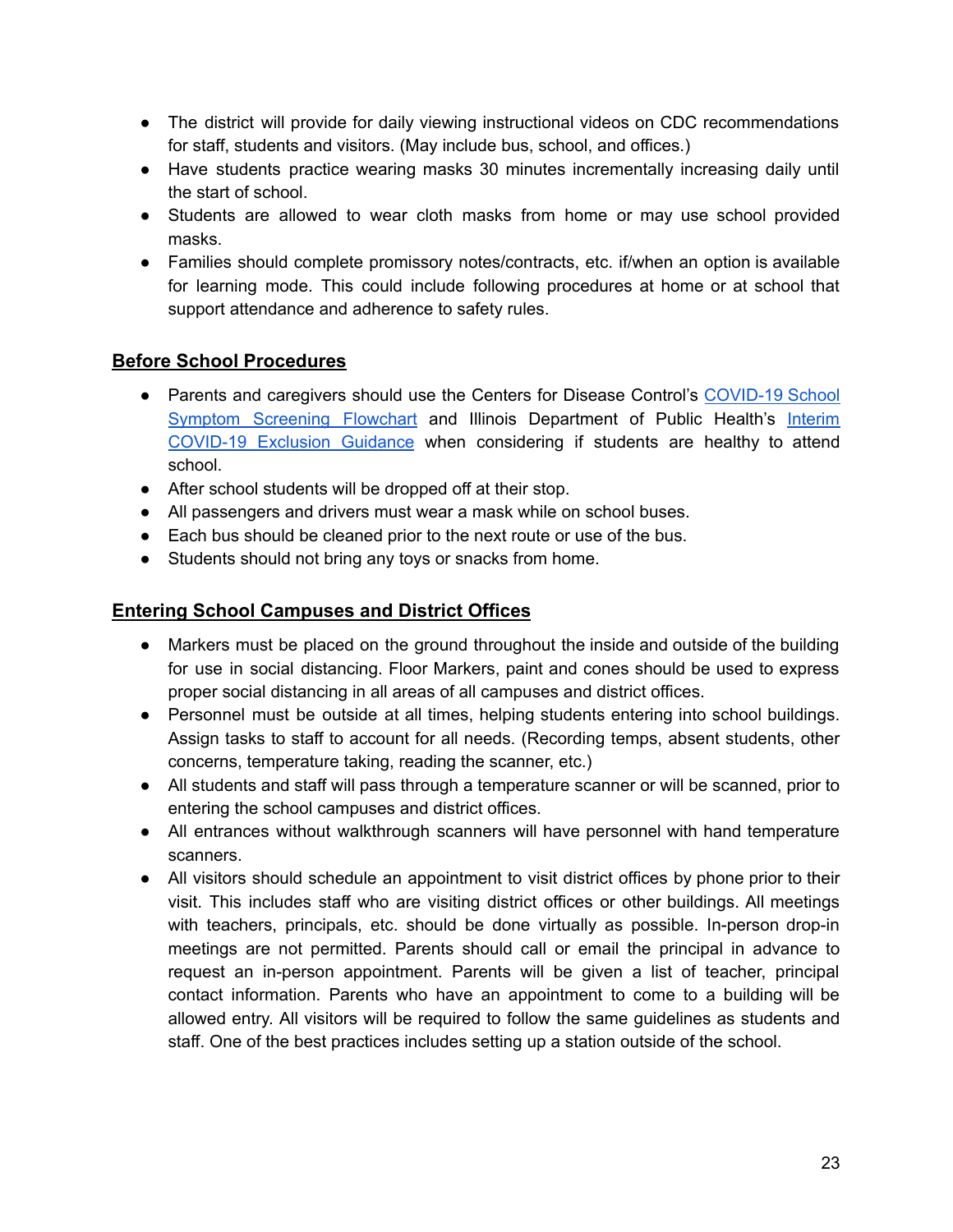- The district will provide for daily viewing instructional videos on CDC recommendations for staff, students and visitors. (May include bus, school, and offices.)
- Have students practice wearing masks 30 minutes incrementally increasing daily until the start of school.
- Students are allowed to wear cloth masks from home or may use school provided masks.
- Families should complete promissory notes/contracts, etc. if/when an option is available for learning mode. This could include following procedures at home or at school that support attendance and adherence to safety rules.

## **Before School Procedures**

- Parents and caregivers should use the Centers for Disease Control's COVID-19 School Symptom Screening Flowchart and Illinois Department of Public Health's Interim COVID-19 Exclusion Guidance when considering if students are healthy to attend school.
- After school students will be dropped off at their stop.
- All passengers and drivers must wear a mask while on school buses.
- Each bus should be cleaned prior to the next route or use of the bus.
- Students should not bring any toys or snacks from home.

## **Entering School Campuses and District Offices**

- Markers must be placed on the ground throughout the inside and outside of the building for use in social distancing. Floor Markers, paint and cones should be used to express proper social distancing in all areas of all campuses and district offices.
- Personnel must be outside at all times, helping students entering into school buildings. Assign tasks to staff to account for all needs. (Recording temps, absent students, other concerns, temperature taking, reading the scanner, etc.)
- All students and staff will pass through a temperature scanner or will be scanned, prior to entering the school campuses and district offices.
- All entrances without walkthrough scanners will have personnel with hand temperature scanners.
- All visitors should schedule an appointment to visit district offices by phone prior to their visit. This includes staff who are visiting district offices or other buildings. All meetings with teachers, principals, etc. should be done virtually as possible. In-person drop-in meetings are not permitted. Parents should call or email the principal in advance to request an in-person appointment. Parents will be given a list of teacher, principal contact information. Parents who have an appointment to come to a building will be allowed entry. All visitors will be required to follow the same guidelines as students and staff. One of the best practices includes setting up a station outside of the school.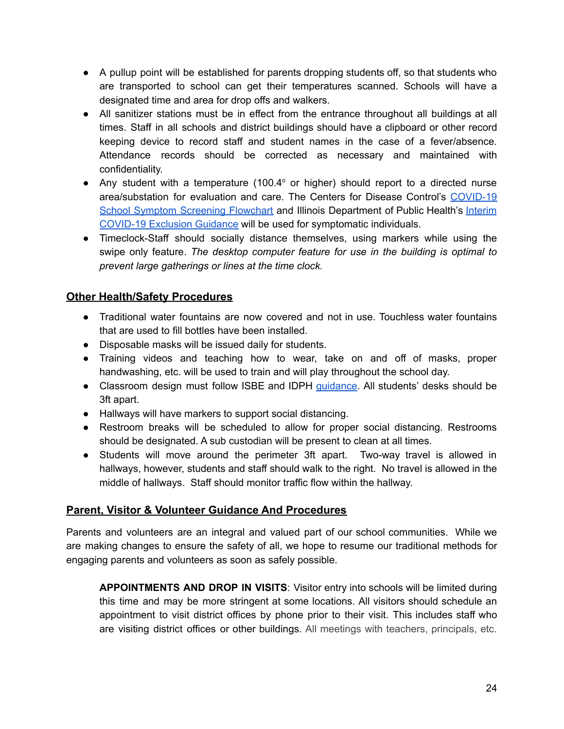- A pullup point will be established for parents dropping students off, so that students who are transported to school can get their temperatures scanned. Schools will have a designated time and area for drop offs and walkers.
- All sanitizer stations must be in effect from the entrance throughout all buildings at all times. Staff in all schools and district buildings should have a clipboard or other record keeping device to record staff and student names in the case of a fever/absence. Attendance records should be corrected as necessary and maintained with confidentiality.
- Any student with a temperature (100.4° or higher) should report to a directed nurse area/substation for evaluation and care. The Centers for Disease Control's COVID-19 School Symptom Screening Flowchart and Illinois Department of Public Health's Interim COVID-19 Exclusion Guidance will be used for symptomatic individuals.
- Timeclock-Staff should socially distance themselves, using markers while using the swipe only feature. *The desktop computer feature for use in the building is optimal to prevent large gatherings or lines at the time clock.*

## Other Health/Safety Procedures

- Traditional water fountains are now covered and not in use. Touchless water fountains that are used to fill bottles have been installed.
- Disposable masks will be issued daily for students.
- Training videos and teaching how to wear, take on and off of masks, proper handwashing, etc. will be used to train and will play throughout the school day.
- Classroom design must follow ISBE and IDPH guidance. All students' desks should be 3ft apart.
- Hallways will have markers to support social distancing.
- Restroom breaks will be scheduled to allow for proper social distancing. Restrooms should be designated. A sub custodian will be present to clean at all times.
- Students will move around the perimeter 3ft apart. Two-way travel is allowed in hallways, however, students and staff should walk to the right. No travel is allowed in the middle of hallways. Staff should monitor traffic flow within the hallway.

## Parent, Visitor & Volunteer Guidance And Procedures

Parents and volunteers are an integral and valued part of our school communities. While we are making changes to ensure the safety of all, we hope to resume our traditional methods for engaging parents and volunteers as soon as safely possible.

**APPOINTMENTS AND DROP IN VISITS**: Visitor entry into schools will be limited during this time and may be more stringent at some locations. All visitors should schedule an appointment to visit district offices by phone prior to their visit. This includes staff who are visiting district offices or other buildings. All meetings with teachers, principals, etc.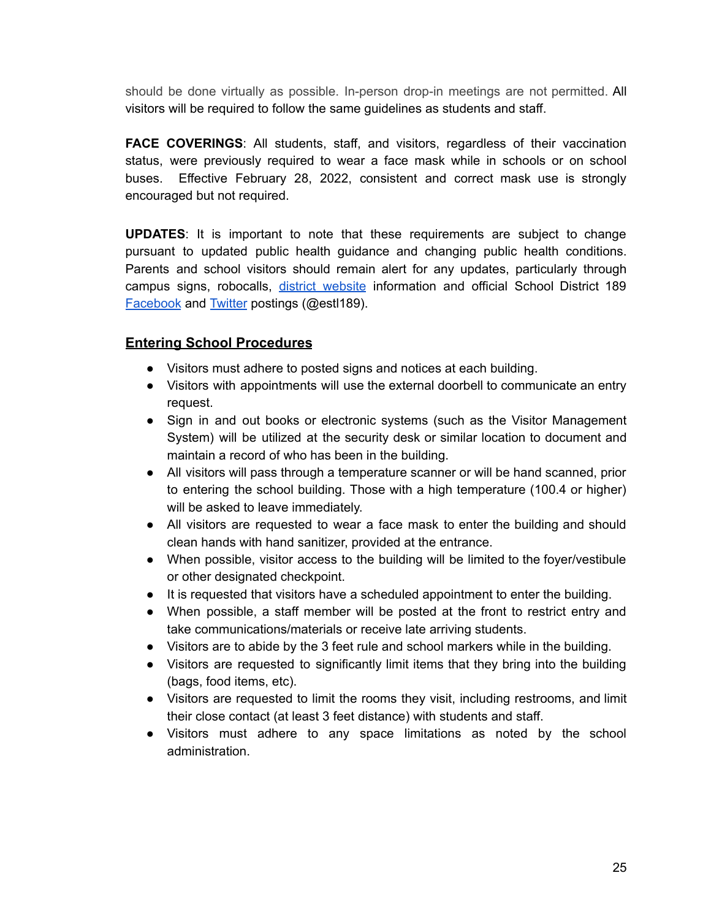should be done virtually as possible. In-person drop-in meetings are not permitted. All visitors will be required to follow the same guidelines as students and staff.

**FACE COVERINGS**: All students, staff, and visitors, regardless of their vaccination status, were previously required to wear a face mask while in schools or on school buses. Effective February 28, 2022, consistent and correct mask use is strongly encouraged but not required.

**UPDATES**: It is important to note that these requirements are subject to change pursuant to updated public health guidance and changing public health conditions. Parents and school visitors should remain alert for any updates, particularly through campus signs, robocalls, district website information and official School District 189 Facebook and Twitter postings (@estl189).

## Entering School Procedures

- Visitors must adhere to posted signs and notices at each building.
- Visitors with appointments will use the external doorbell to communicate an entry request.
- Sign in and out books or electronic systems (such as the Visitor Management System) will be utilized at the security desk or similar location to document and maintain a record of who has been in the building.
- All visitors will pass through a temperature scanner or will be hand scanned, prior to entering the school building. Those with a high temperature (100.4 or higher) will be asked to leave immediately.
- All visitors are requested to wear a face mask to enter the building and should clean hands with hand sanitizer, provided at the entrance.
- When possible, visitor access to the building will be limited to the foyer/vestibule or other designated checkpoint.
- It is requested that visitors have a scheduled appointment to enter the building.
- When possible, a staff member will be posted at the front to restrict entry and take communications/materials or receive late arriving students.
- Visitors are to abide by the 3 feet rule and school markers while in the building.
- Visitors are requested to significantly limit items that they bring into the building (bags, food items, etc).
- Visitors are requested to limit the rooms they visit, including restrooms, and limit their close contact (at least 3 feet distance) with students and staff.
- Visitors must adhere to any space limitations as noted by the school administration.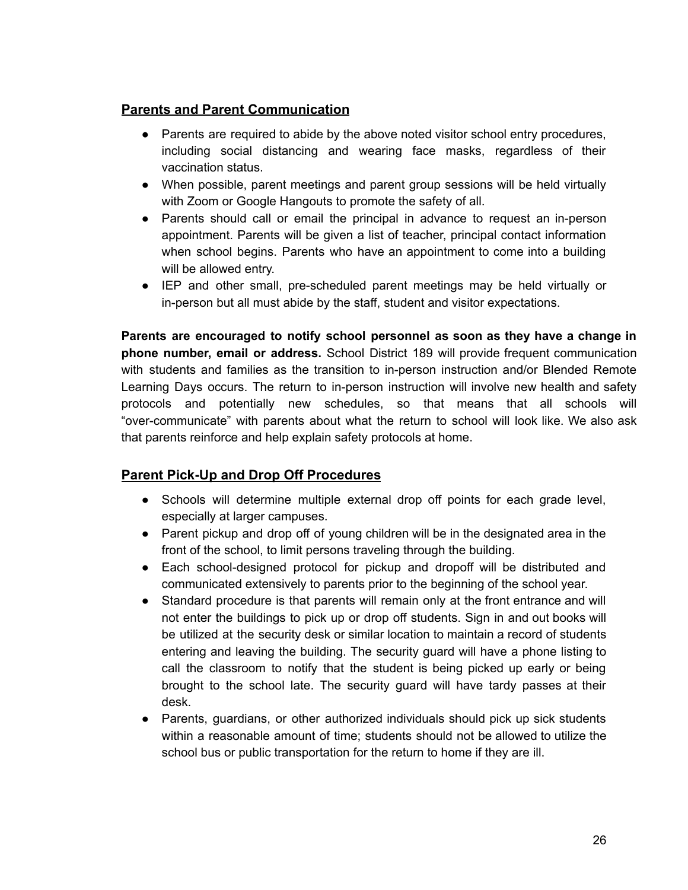## **Parents and Parent Communication**

- Parents are required to abide by the above noted visitor school entry procedures, including social distancing and wearing face masks, regardless of their vaccination status.
- When possible, parent meetings and parent group sessions will be held virtually with Zoom or Google Hangouts to promote the safety of all.
- Parents should call or email the principal in advance to request an in-person appointment. Parents will be given a list of teacher, principal contact information when school begins. Parents who have an appointment to come into a building will be allowed entry.
- IEP and other small, pre-scheduled parent meetings may be held virtually or in-person but all must abide by the staff, student and visitor expectations.

**Parents are encouraged to notify school personnel as soon as they have a change in phone number, email or address.** School District 189 will provide frequent communication with students and families as the transition to in-person instruction and/or Blended Remote Learning Days occurs. The return to in-person instruction will involve new health and safety protocols and potentially new schedules, so that means that all schools will "over-communicate" with parents about what the return to school will look like. We also ask that parents reinforce and help explain safety protocols at home.

## **Parent Pick-Up and Drop Off Procedures**

- Schools will determine multiple external drop off points for each grade level, especially at larger campuses.
- Parent pickup and drop off of young children will be in the designated area in the front of the school, to limit persons traveling through the building.
- Each school-designed protocol for pickup and dropoff will be distributed and communicated extensively to parents prior to the beginning of the school year.
- Standard procedure is that parents will remain only at the front entrance and will not enter the buildings to pick up or drop off students. Sign in and out books will be utilized at the security desk or similar location to maintain a record of students entering and leaving the building. The security guard will have a phone listing to call the classroom to notify that the student is being picked up early or being brought to the school late. The security guard will have tardy passes at their desk.
- Parents, guardians, or other authorized individuals should pick up sick students within a reasonable amount of time; students should not be allowed to utilize the school bus or public transportation for the return to home if they are ill.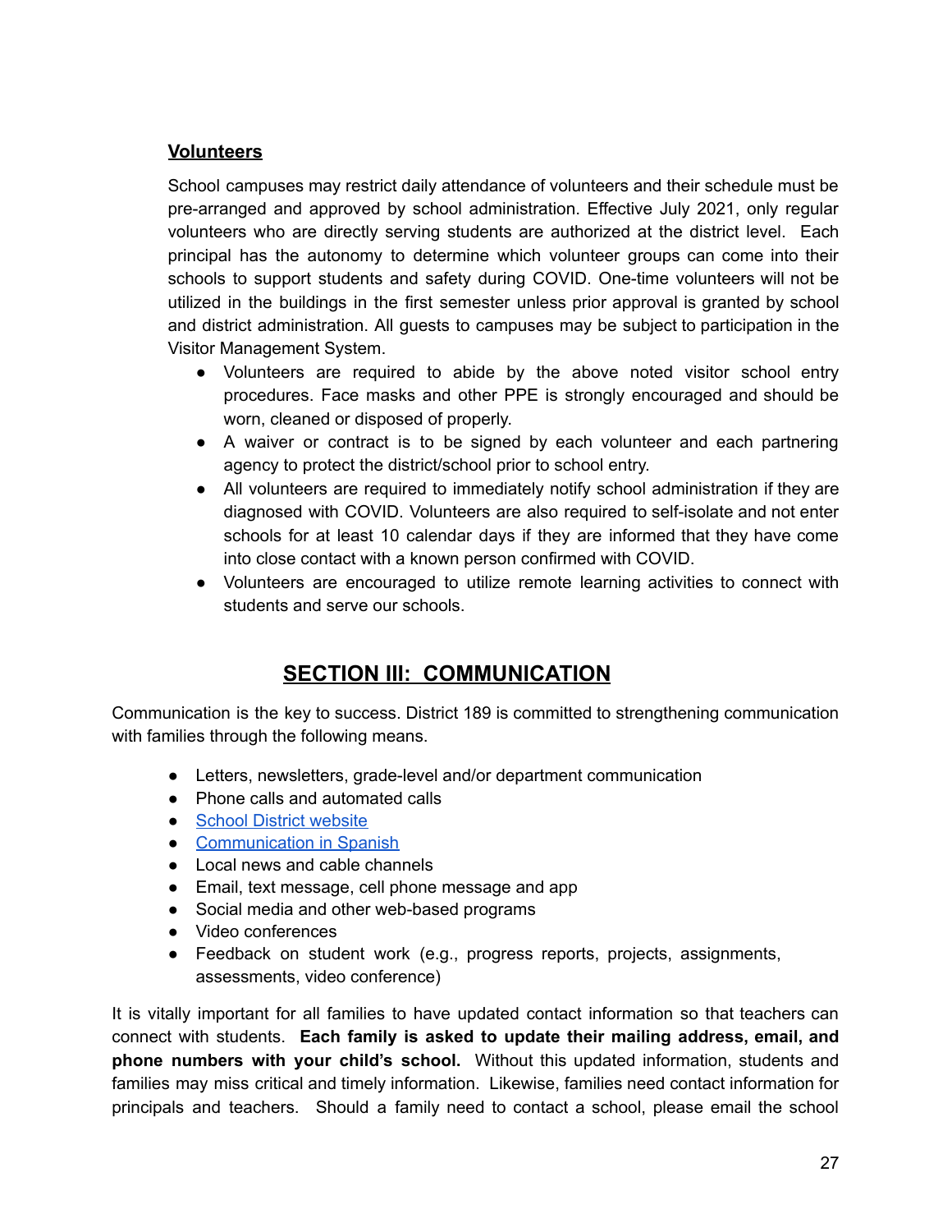### Volunteers

School campuses may restrict daily attendance of volunteers and their schedule must be pre-arranged and approved by school administration. Effective July 2021, only regular volunteers who are directly serving students are authorized at the district level. Each principal has the autonomy to determine which volunteer groups can come into their schools to support students and safety during COVID. One-time volunteers will not be utilized in the buildings in the first semester unless prior approval is granted by school and district administration. All guests to campuses may be subject to participation in the Visitor Management System.

- Volunteers are required to abide by the above noted visitor school entry procedures. Face masks and other PPE is strongly encouraged and should be worn, cleaned or disposed of properly.
- A waiver or contract is to be signed by each volunteer and each partnering agency to protect the district/school prior to school entry.
- All volunteers are required to immediately notify school administration if they are diagnosed with COVID. Volunteers are also required to self-isolate and not enter schools for at least 10 calendar days if they are informed that they have come into close contact with a known person confirmed with COVID.
- Volunteers are encouraged to utilize remote learning activities to connect with students and serve our schools.

## SECTION III: COMMUNICATION

Communication is the key to success. District 189 is committed to strengthening communication with families through the following means.

- Letters, newsletters, grade-level and/or department communication
- Phone calls and automated calls
- School District website
- Communication in Spanish
- Local news and cable channels
- Email, text message, cell phone message and app
- Social media and other web-based programs
- Video conferences
- Feedback on student work (e.g., progress reports, projects, assignments, assessments, video conference)

It is vitally important for all families to have updated contact information so that teachers can connect with students. **Each family is asked to update their mailing address, email, and phone numbers with your child's school.** Without this updated information, students and families may miss critical and timely information. Likewise, families need contact information for principals and teachers. Should a family need to contact a school, please email the school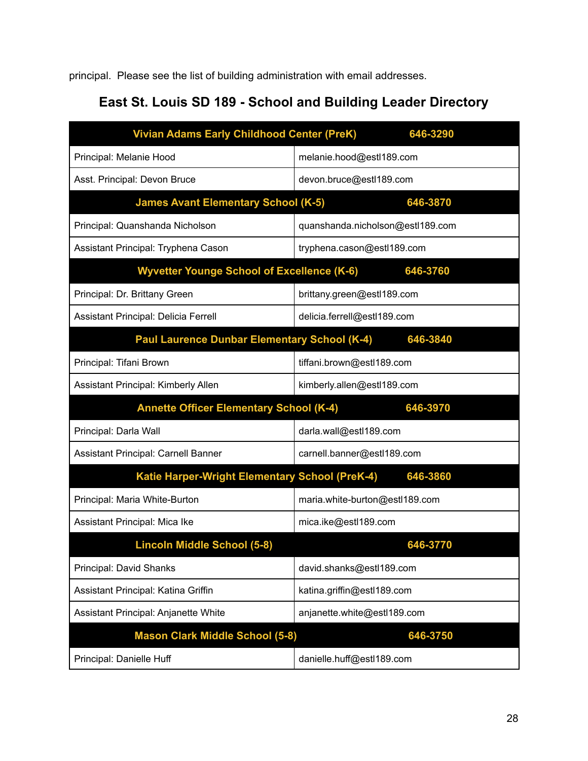principal. Please see the list of building administration with email addresses.

## East St. Louis SD 189 - School and Building Leader Directory

| **Vivian Adams Early Childhood Center (PreK)** | **646-3290** |
|---|---|
| Principal: Melanie Hood | melanie.hood@estl189.com |
| Asst. Principal: Devon Bruce | devon.bruce@estl189.com |
| **James Avant Elementary School (K-5)** | **646-3870** |
| Principal: Quanshanda Nicholson | quanshanda.nicholson@estl189.com |
| Assistant Principal: Tryphena Cason | tryphena.cason@estl189.com |
| **Wyvetter Younge School of Excellence (K-6)** | **646-3760** |
| Principal: Dr. Brittany Green | brittany.green@estl189.com |
| Assistant Principal: Delicia Ferrell | delicia.ferrell@estl189.com |
| **Paul Laurence Dunbar Elementary School (K-4)** | **646-3840** |
| Principal: Tifani Brown | tiffani.brown@estl189.com |
| Assistant Principal: Kimberly Allen | kimberly.allen@estl189.com |
| **Annette Officer Elementary School (K-4)** | **646-3970** |
| Principal: Darla Wall | darla.wall@estl189.com |
| Assistant Principal: Carnell Banner | carnell.banner@estl189.com |
| **Katie Harper-Wright Elementary School (PreK-4)** | **646-3860** |
| Principal: Maria White-Burton | maria.white-burton@estl189.com |
| Assistant Principal: Mica Ike | mica.ike@estl189.com |
| **Lincoln Middle School (5-8)** | **646-3770** |
| Principal: David Shanks | david.shanks@estl189.com |
| Assistant Principal: Katina Griffin | katina.griffin@estl189.com |
| Assistant Principal: Anjanette White | anjanette.white@estl189.com |
| **Mason Clark Middle School (5-8)** | **646-3750** |
| Principal: Danielle Huff | danielle.huff@estl189.com |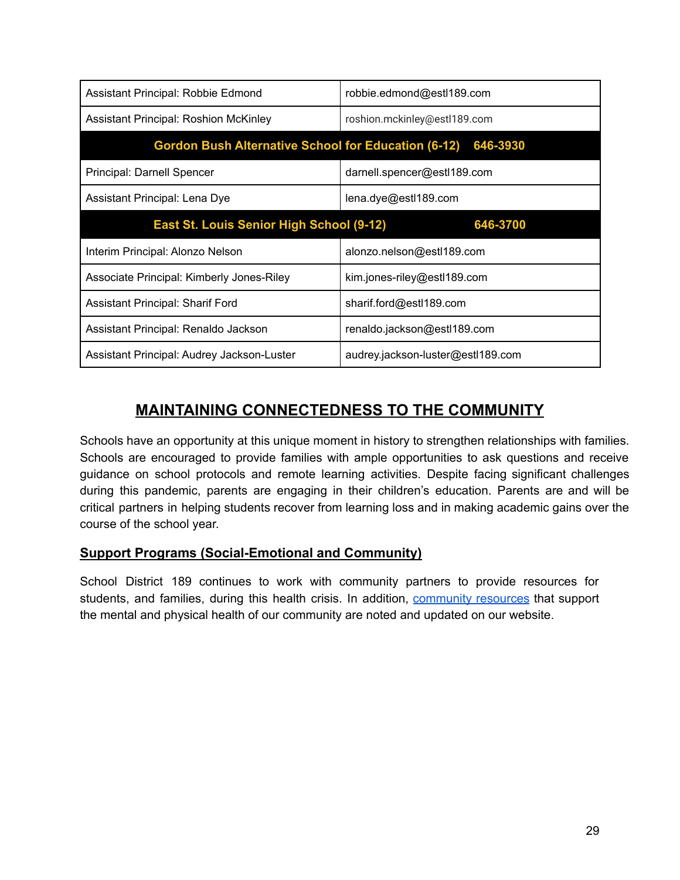| | |
|---|---|
| Assistant Principal: Robbie Edmond | robbie.edmond@estl189.com |
| Assistant Principal: Roshion McKinley | roshion.mckinley@estl189.com |
| **Gordon Bush Alternative School for Education (6-12)** | **646-3930** |
| Principal: Darnell Spencer | darnell.spencer@estl189.com |
| Assistant Principal: Lena Dye | lena.dye@estl189.com |
| **East St. Louis Senior High School (9-12)** | **646-3700** |
| Interim Principal: Alonzo Nelson | alonzo.nelson@estl189.com |
| Associate Principal: Kimberly Jones-Riley | kim.jones-riley@estl189.com |
| Assistant Principal: Sharif Ford | sharif.ford@estl189.com |
| Assistant Principal: Renaldo Jackson | renaldo.jackson@estl189.com |
| Assistant Principal: Audrey Jackson-Luster | audrey.jackson-luster@estl189.com |

## MAINTAINING CONNECTEDNESS TO THE COMMUNITY

Schools have an opportunity at this unique moment in history to strengthen relationships with families. Schools are encouraged to provide families with ample opportunities to ask questions and receive guidance on school protocols and remote learning activities. Despite facing significant challenges during this pandemic, parents are engaging in their children's education. Parents are and will be critical partners in helping students recover from learning loss and in making academic gains over the course of the school year.

### Support Programs (Social-Emotional and Community)

School District 189 continues to work with community partners to provide resources for students, and families, during this health crisis. In addition, community resources that support the mental and physical health of our community are noted and updated on our website.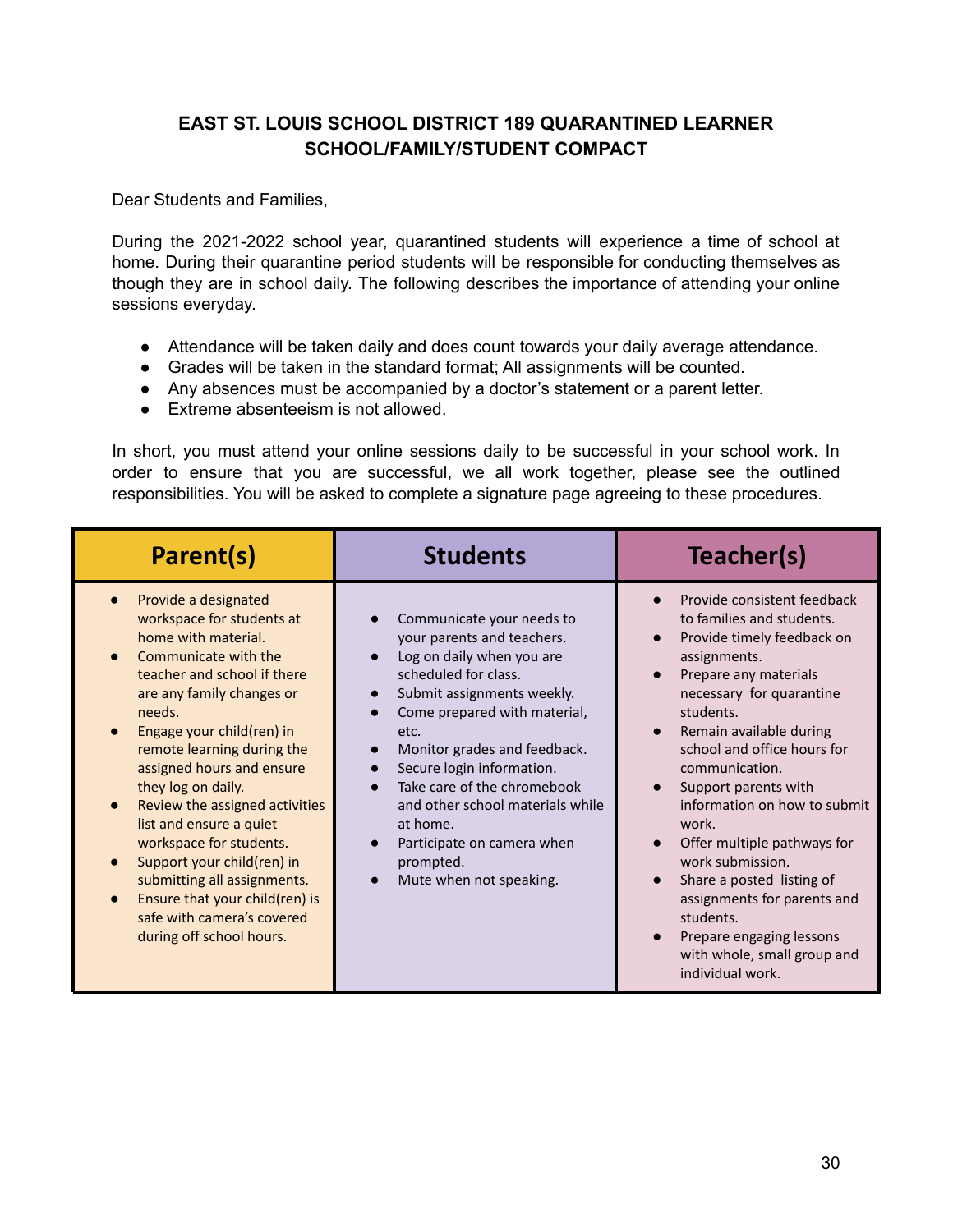## EAST ST. LOUIS SCHOOL DISTRICT 189 QUARANTINED LEARNER SCHOOL/FAMILY/STUDENT COMPACT

Dear Students and Families,

During the 2021-2022 school year, quarantined students will experience a time of school at home. During their quarantine period students will be responsible for conducting themselves as though they are in school daily. The following describes the importance of attending your online sessions everyday.

- Attendance will be taken daily and does count towards your daily average attendance.
- Grades will be taken in the standard format; All assignments will be counted.
- Any absences must be accompanied by a doctor's statement or a parent letter.
- Extreme absenteeism is not allowed.

In short, you must attend your online sessions daily to be successful in your school work. In order to ensure that you are successful, we all work together, please see the outlined responsibilities. You will be asked to complete a signature page agreeing to these procedures.

| Parent(s) | Students | Teacher(s) |
|---|---|---|
| • Provide a designated workspace for students at home with material.<br>• Communicate with the teacher and school if there are any family changes or needs.<br>• Engage your child(ren) in remote learning during the assigned hours and ensure they log on daily.<br>• Review the assigned activities list and ensure a quiet workspace for students.<br>• Support your child(ren) in submitting all assignments.<br>• Ensure that your child(ren) is safe with camera's covered during off school hours. | • Communicate your needs to your parents and teachers.<br>• Log on daily when you are scheduled for class.<br>• Submit assignments weekly.<br>• Come prepared with material, etc.<br>• Monitor grades and feedback.<br>• Secure login information.<br>• Take care of the chromebook and other school materials while at home.<br>• Participate on camera when prompted.<br>• Mute when not speaking. | • Provide consistent feedback to families and students.<br>• Provide timely feedback on assignments.<br>• Prepare any materials necessary for quarantine students.<br>• Remain available during school and office hours for communication.<br>• Support parents with information on how to submit work.<br>• Offer multiple pathways for work submission.<br>• Share a posted listing of assignments for parents and students.<br>• Prepare engaging lessons with whole, small group and individual work. |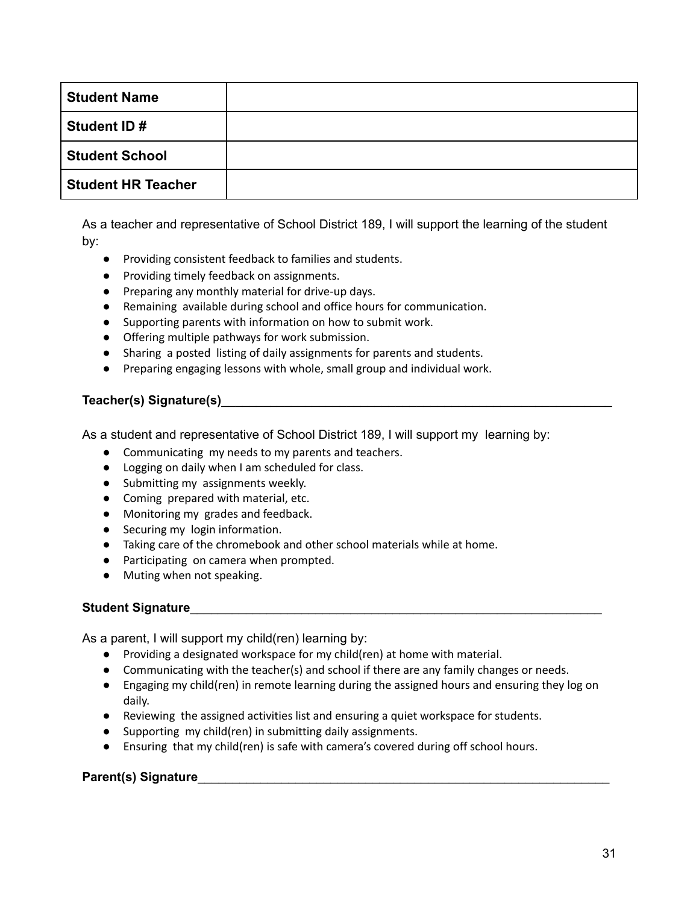| | |
|---|---|
| **Student Name** | |
| **Student ID #** | |
| **Student School** | |
| **Student HR Teacher** | |

As a teacher and representative of School District 189, I will support the learning of the student by:

- Providing consistent feedback to families and students.
- Providing timely feedback on assignments.
- Preparing any monthly material for drive-up days.
- Remaining available during school and office hours for communication.
- Supporting parents with information on how to submit work.
- Offering multiple pathways for work submission.
- Sharing a posted listing of daily assignments for parents and students.
- Preparing engaging lessons with whole, small group and individual work.

**Teacher(s) Signature(s)**________________________________________________________________

As a student and representative of School District 189, I will support my learning by:

- Communicating my needs to my parents and teachers.
- Logging on daily when I am scheduled for class.
- Submitting my assignments weekly.
- Coming prepared with material, etc.
- Monitoring my grades and feedback.
- Securing my login information.
- Taking care of the chromebook and other school materials while at home.
- Participating on camera when prompted.
- Muting when not speaking.

**Student Signature**________________________________________________________________

As a parent, I will support my child(ren) learning by:

- Providing a designated workspace for my child(ren) at home with material.
- Communicating with the teacher(s) and school if there are any family changes or needs.
- Engaging my child(ren) in remote learning during the assigned hours and ensuring they log on daily.
- Reviewing the assigned activities list and ensuring a quiet workspace for students.
- Supporting my child(ren) in submitting daily assignments.
- Ensuring that my child(ren) is safe with camera's covered during off school hours.

**Parent(s) Signature**________________________________________________________________